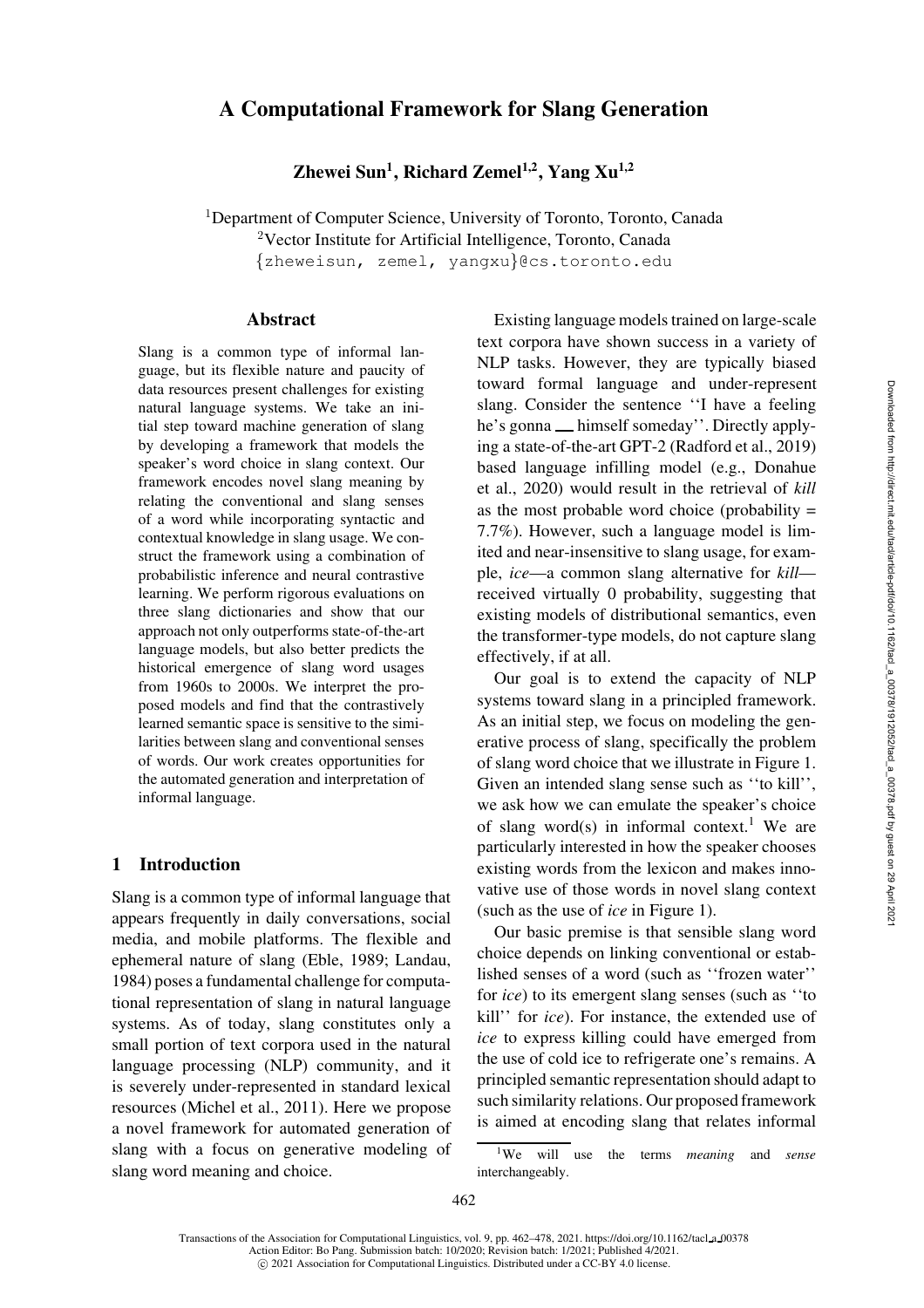# A Computational Framework for Slang Generation

**Zhewei Sun[1], Richard Zemel[1,2], Yang Xu[1,2]**

[1]Department of Computer Science, University of Toronto, Toronto, Canada
[2]Vector Institute for Artificial Intelligence, Toronto, Canada
{zheweisun, zemel, yangxu}@cs.toronto.edu

## Abstract

Slang is a common type of informal language, but its flexible nature and paucity of data resources present challenges for existing natural language systems. We take an initial step toward machine generation of slang by developing a framework that models the speaker's word choice in slang context. Our framework encodes novel slang meaning by relating the conventional and slang senses of a word while incorporating syntactic and contextual knowledge in slang usage. We construct the framework using a combination of probabilistic inference and neural contrastive learning. We perform rigorous evaluations on three slang dictionaries and show that our approach not only outperforms state-of-the-art language models, but also better predicts the historical emergence of slang word usages from 1960s to 2000s. We interpret the proposed models and find that the contrastively learned semantic space is sensitive to the similarities between slang and conventional senses of words. Our work creates opportunities for the automated generation and interpretation of informal language.

## 1 Introduction

Slang is a common type of informal language that appears frequently in daily conversations, social media, and mobile platforms. The flexible and ephemeral nature of slang (Eble, 1989; Landau, 1984) poses a fundamental challenge for computational representation of slang in natural language systems. As of today, slang constitutes only a small portion of text corpora used in the natural language processing (NLP) community, and it is severely under-represented in standard lexical resources (Michel et al., 2011). Here we propose a novel framework for automated generation of slang with a focus on generative modeling of slang word meaning and choice.

Existing language models trained on large-scale text corpora have shown success in a variety of NLP tasks. However, they are typically biased toward formal language and under-represent slang. Consider the sentence ''I have a feeling he's gonna ___ himself someday''. Directly applying a state-of-the-art GPT-2 (Radford et al., 2019) based language infilling model (e.g., Donahue et al., 2020) would result in the retrieval of *kill* as the most probable word choice (probability = 7.7%). However, such a language model is limited and near-insensitive to slang usage, for example, *ice*—a common slang alternative for *kill*—received virtually 0 probability, suggesting that existing models of distributional semantics, even the transformer-type models, do not capture slang effectively, if at all.

Our goal is to extend the capacity of NLP systems toward slang in a principled framework. As an initial step, we focus on modeling the generative process of slang, specifically the problem of slang word choice that we illustrate in Figure 1. Given an intended slang sense such as ''to kill'', we ask how we can emulate the speaker's choice of slang word(s) in informal context.[1] We are particularly interested in how the speaker chooses existing words from the lexicon and makes innovative use of those words in novel slang context (such as the use of *ice* in Figure 1).

Our basic premise is that sensible slang word choice depends on linking conventional or established senses of a word (such as ''frozen water'' for *ice*) to its emergent slang senses (such as ''to kill'' for *ice*). For instance, the extended use of *ice* to express killing could have emerged from the use of cold ice to refrigerate one's remains. A principled semantic representation should adapt to such similarity relations. Our proposed framework is aimed at encoding slang that relates informal

[1]We will use the terms *meaning* and *sense* interchangeably.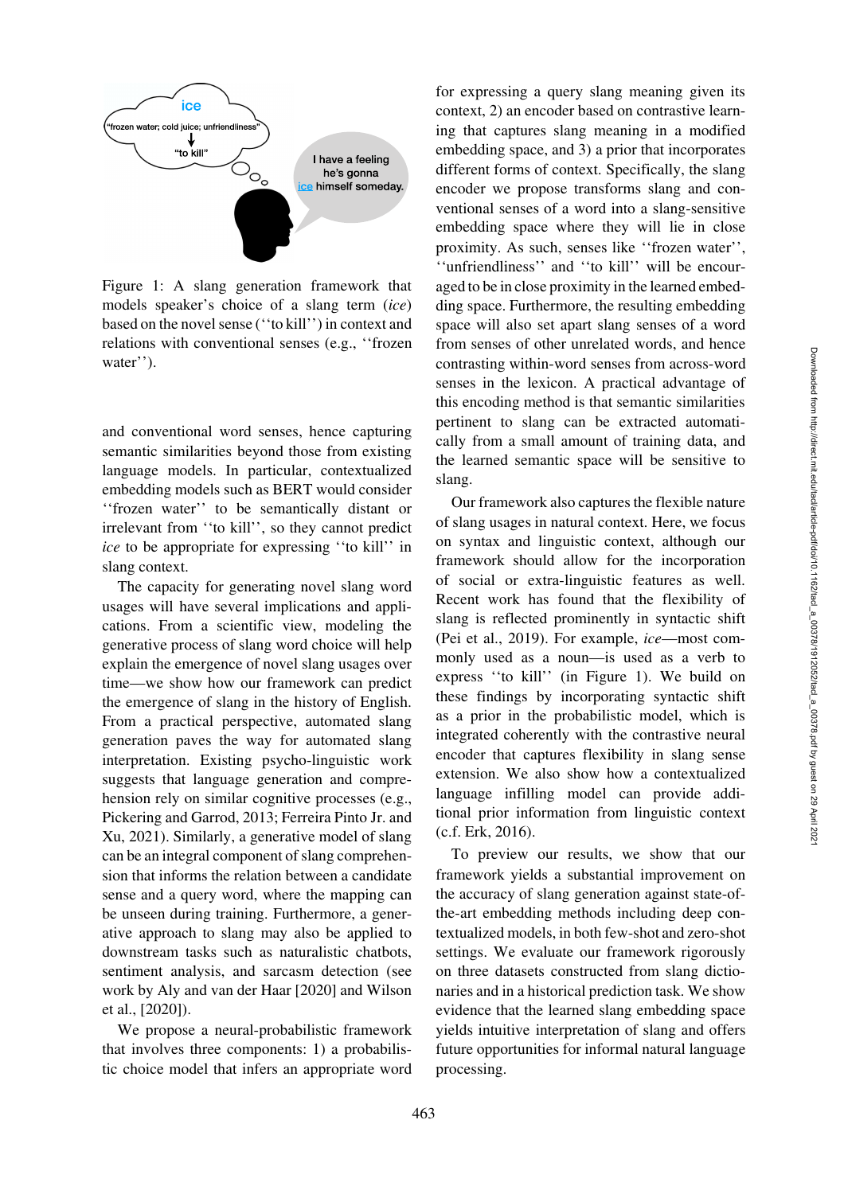Figure 1: A slang generation framework that models speaker's choice of a slang term (*ice*) based on the novel sense (''to kill'') in context and relations with conventional senses (e.g., ''frozen water'').

and conventional word senses, hence capturing semantic similarities beyond those from existing language models. In particular, contextualized embedding models such as BERT would consider ''frozen water'' to be semantically distant or irrelevant from ''to kill'', so they cannot predict *ice* to be appropriate for expressing ''to kill'' in slang context.

The capacity for generating novel slang word usages will have several implications and applications. From a scientific view, modeling the generative process of slang word choice will help explain the emergence of novel slang usages over time—we show how our framework can predict the emergence of slang in the history of English. From a practical perspective, automated slang generation paves the way for automated slang interpretation. Existing psycho-linguistic work suggests that language generation and comprehension rely on similar cognitive processes (e.g., Pickering and Garrod, 2013; Ferreira Pinto Jr. and Xu, 2021). Similarly, a generative model of slang can be an integral component of slang comprehension that informs the relation between a candidate sense and a query word, where the mapping can be unseen during training. Furthermore, a generative approach to slang may also be applied to downstream tasks such as naturalistic chatbots, sentiment analysis, and sarcasm detection (see work by Aly and van der Haar [2020] and Wilson et al., [2020]).

We propose a neural-probabilistic framework that involves three components: 1) a probabilistic choice model that infers an appropriate word for expressing a query slang meaning given its context, 2) an encoder based on contrastive learning that captures slang meaning in a modified embedding space, and 3) a prior that incorporates different forms of context. Specifically, the slang encoder we propose transforms slang and conventional senses of a word into a slang-sensitive embedding space where they will lie in close proximity. As such, senses like ''frozen water'', ''unfriendliness'' and ''to kill'' will be encouraged to be in close proximity in the learned embedding space. Furthermore, the resulting embedding space will also set apart slang senses of a word from senses of other unrelated words, and hence contrasting within-word senses from across-word senses in the lexicon. A practical advantage of this encoding method is that semantic similarities pertinent to slang can be extracted automatically from a small amount of training data, and the learned semantic space will be sensitive to slang.

Our framework also captures the flexible nature of slang usages in natural context. Here, we focus on syntax and linguistic context, although our framework should allow for the incorporation of social or extra-linguistic features as well. Recent work has found that the flexibility of slang is reflected prominently in syntactic shift (Pei et al., 2019). For example, *ice*—most commonly used as a noun—is used as a verb to express ''to kill'' (in Figure 1). We build on these findings by incorporating syntactic shift as a prior in the probabilistic model, which is integrated coherently with the contrastive neural encoder that captures flexibility in slang sense extension. We also show how a contextualized language infilling model can provide additional prior information from linguistic context (c.f. Erk, 2016).

To preview our results, we show that our framework yields a substantial improvement on the accuracy of slang generation against state-of-the-art embedding methods including deep contextualized models, in both few-shot and zero-shot settings. We evaluate our framework rigorously on three datasets constructed from slang dictionaries and in a historical prediction task. We show evidence that the learned slang embedding space yields intuitive interpretation of slang and offers future opportunities for informal natural language processing.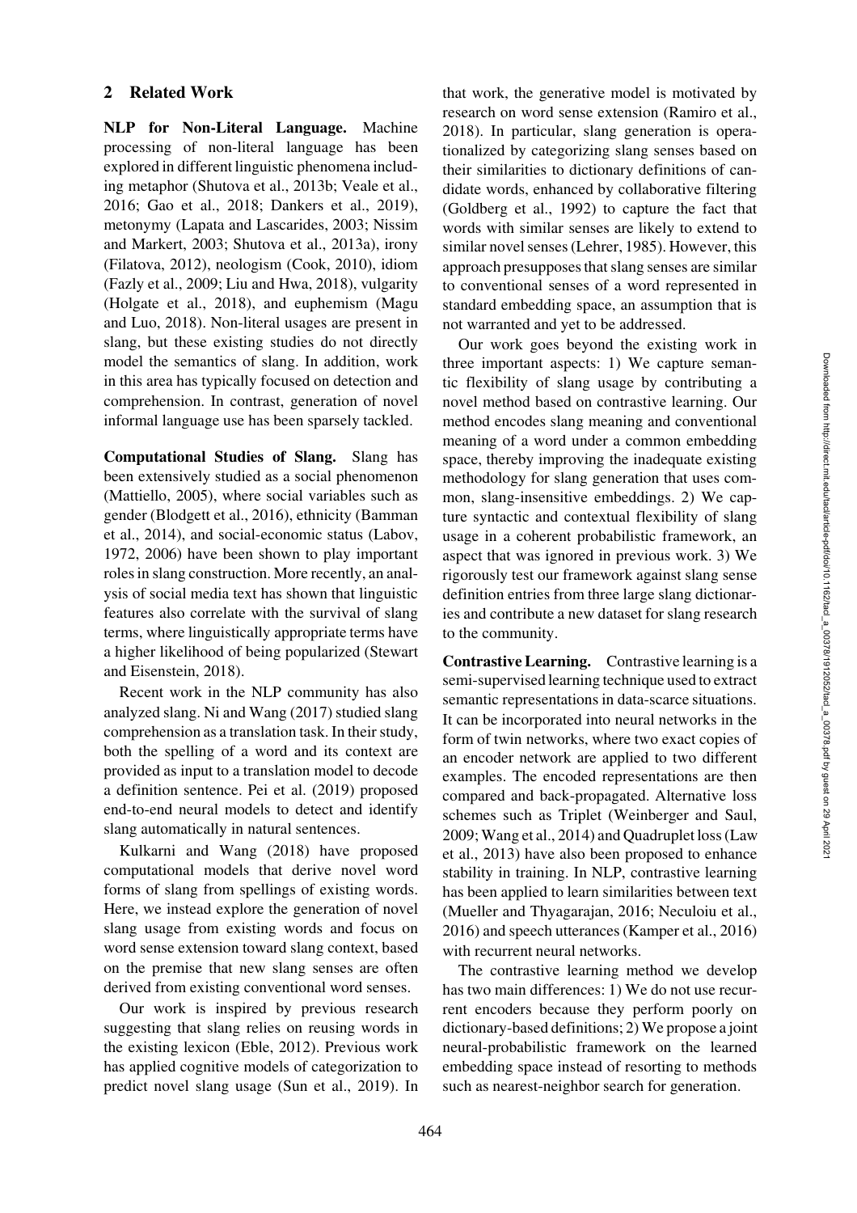## 2 Related Work

**NLP for Non-Literal Language.** Machine processing of non-literal language has been explored in different linguistic phenomena including metaphor (Shutova et al., 2013b; Veale et al., 2016; Gao et al., 2018; Dankers et al., 2019), metonymy (Lapata and Lascarides, 2003; Nissim and Markert, 2003; Shutova et al., 2013a), irony (Filatova, 2012), neologism (Cook, 2010), idiom (Fazly et al., 2009; Liu and Hwa, 2018), vulgarity (Holgate et al., 2018), and euphemism (Magu and Luo, 2018). Non-literal usages are present in slang, but these existing studies do not directly model the semantics of slang. In addition, work in this area has typically focused on detection and comprehension. In contrast, generation of novel informal language use has been sparsely tackled.

**Computational Studies of Slang.** Slang has been extensively studied as a social phenomenon (Mattiello, 2005), where social variables such as gender (Blodgett et al., 2016), ethnicity (Bamman et al., 2014), and social-economic status (Labov, 1972, 2006) have been shown to play important roles in slang construction. More recently, an analysis of social media text has shown that linguistic features also correlate with the survival of slang terms, where linguistically appropriate terms have a higher likelihood of being popularized (Stewart and Eisenstein, 2018).

Recent work in the NLP community has also analyzed slang. Ni and Wang (2017) studied slang comprehension as a translation task. In their study, both the spelling of a word and its context are provided as input to a translation model to decode a definition sentence. Pei et al. (2019) proposed end-to-end neural models to detect and identify slang automatically in natural sentences.

Kulkarni and Wang (2018) have proposed computational models that derive novel word forms of slang from spellings of existing words. Here, we instead explore the generation of novel slang usage from existing words and focus on word sense extension toward slang context, based on the premise that new slang senses are often derived from existing conventional word senses.

Our work is inspired by previous research suggesting that slang relies on reusing words in the existing lexicon (Eble, 2012). Previous work has applied cognitive models of categorization to predict novel slang usage (Sun et al., 2019). In that work, the generative model is motivated by research on word sense extension (Ramiro et al., 2018). In particular, slang generation is operationalized by categorizing slang senses based on their similarities to dictionary definitions of candidate words, enhanced by collaborative filtering (Goldberg et al., 1992) to capture the fact that words with similar senses are likely to extend to similar novel senses (Lehrer, 1985). However, this approach presupposes that slang senses are similar to conventional senses of a word represented in standard embedding space, an assumption that is not warranted and yet to be addressed.

Our work goes beyond the existing work in three important aspects: 1) We capture semantic flexibility of slang usage by contributing a novel method based on contrastive learning. Our method encodes slang meaning and conventional meaning of a word under a common embedding space, thereby improving the inadequate existing methodology for slang generation that uses common, slang-insensitive embeddings. 2) We capture syntactic and contextual flexibility of slang usage in a coherent probabilistic framework, an aspect that was ignored in previous work. 3) We rigorously test our framework against slang sense definition entries from three large slang dictionaries and contribute a new dataset for slang research to the community.

**Contrastive Learning.** Contrastive learning is a semi-supervised learning technique used to extract semantic representations in data-scarce situations. It can be incorporated into neural networks in the form of twin networks, where two exact copies of an encoder network are applied to two different examples. The encoded representations are then compared and back-propagated. Alternative loss schemes such as Triplet (Weinberger and Saul, 2009; Wang et al., 2014) and Quadruplet loss (Law et al., 2013) have also been proposed to enhance stability in training. In NLP, contrastive learning has been applied to learn similarities between text (Mueller and Thyagarajan, 2016; Neculoiu et al., 2016) and speech utterances (Kamper et al., 2016) with recurrent neural networks.

The contrastive learning method we develop has two main differences: 1) We do not use recurrent encoders because they perform poorly on dictionary-based definitions; 2) We propose a joint neural-probabilistic framework on the learned embedding space instead of resorting to methods such as nearest-neighbor search for generation.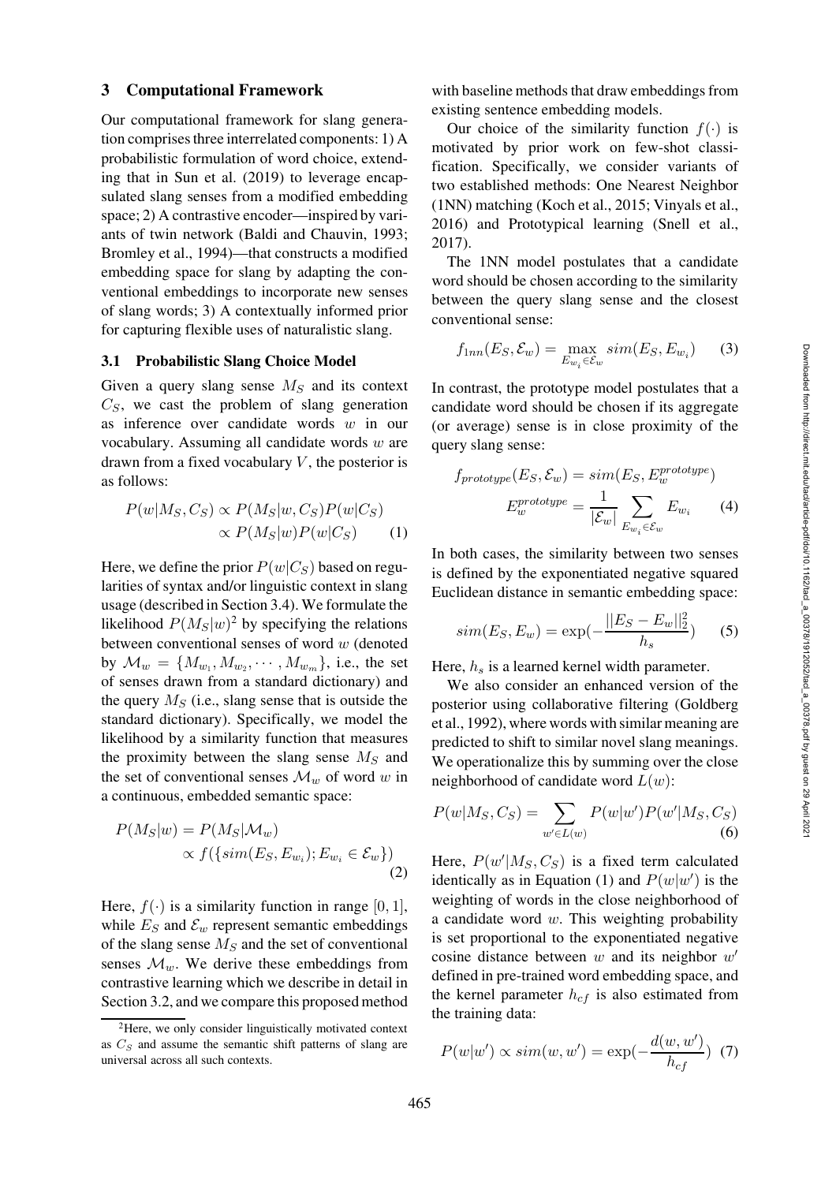## 3 Computational Framework

Our computational framework for slang generation comprises three interrelated components: 1) A probabilistic formulation of word choice, extending that in Sun et al. (2019) to leverage encapsulated slang senses from a modified embedding space; 2) A contrastive encoder—inspired by variants of twin network (Baldi and Chauvin, 1993; Bromley et al., 1994)—that constructs a modified embedding space for slang by adapting the conventional embeddings to incorporate new senses of slang words; 3) A contextually informed prior for capturing flexible uses of naturalistic slang.

### 3.1 Probabilistic Slang Choice Model

Given a query slang sense $M_S$ and its context $C_S$, we cast the problem of slang generation as inference over candidate words $w$ in our vocabulary. Assuming all candidate words $w$ are drawn from a fixed vocabulary $V$, the posterior is as follows:

$$
\begin{aligned}
P(w|M_S, C_S) &\propto P(M_S|w, C_S)P(w|C_S) \\
&\propto P(M_S|w)P(w|C_S) \qquad (1)
\end{aligned}
$$

Here, we define the prior $P(w|C_S)$ based on regularities of syntax and/or linguistic context in slang usage (described in Section 3.4). We formulate the likelihood $P(M_S|w)$[2] by specifying the relations between conventional senses of word $w$ (denoted by $\mathcal{M}_w = \{M_{w_1}, M_{w_2}, \cdots, M_{w_m}\}$, i.e., the set of senses drawn from a standard dictionary) and the query $M_S$ (i.e., slang sense that is outside the standard dictionary). Specifically, we model the likelihood by a similarity function that measures the proximity between the slang sense $M_S$ and the set of conventional senses $\mathcal{M}_w$ of word $w$ in a continuous, embedded semantic space:

$$
\begin{aligned}
P(M_S|w) &= P(M_S|\mathcal{M}_w) \\
&\propto f(\{sim(E_S, E_{w_i}); E_{w_i} \in \mathcal{E}_w\}) \qquad (2)
\end{aligned}
$$

Here, $f(\cdot)$ is a similarity function in range $[0, 1]$, while $E_S$ and $\mathcal{E}_w$ represent semantic embeddings of the slang sense $M_S$ and the set of conventional senses $\mathcal{M}_w$. We derive these embeddings from contrastive learning which we describe in detail in Section 3.2, and we compare this proposed method with baseline methods that draw embeddings from existing sentence embedding models.

Our choice of the similarity function $f(\cdot)$ is motivated by prior work on few-shot classification. Specifically, we consider variants of two established methods: One Nearest Neighbor (1NN) matching (Koch et al., 2015; Vinyals et al., 2016) and Prototypical learning (Snell et al., 2017).

The 1NN model postulates that a candidate word should be chosen according to the similarity between the query slang sense and the closest conventional sense:

$$
f_{1nn}(E_S, \mathcal{E}_w) = \max_{E_{w_i} \in \mathcal{E}_w} sim(E_S, E_{w_i}) \qquad (3)
$$

In contrast, the prototype model postulates that a candidate word should be chosen if its aggregate (or average) sense is in close proximity of the query slang sense:

$$
\begin{aligned}
f_{prototype}(E_S, \mathcal{E}_w) &= sim(E_S, E_w^{prototype}) \\
E_w^{prototype} &= \frac{1}{|\mathcal{E}_w|} \sum_{E_{w_i} \in \mathcal{E}_w} E_{w_i} \qquad (4)
\end{aligned}
$$

In both cases, the similarity between two senses is defined by the exponentiated negative squared Euclidean distance in semantic embedding space:

$$
sim(E_S, E_w) = \exp\left(-\frac{||E_S - E_w||_2^2}{h_s}\right) \qquad (5)
$$

Here, $h_s$ is a learned kernel width parameter.

We also consider an enhanced version of the posterior using collaborative filtering (Goldberg et al., 1992), where words with similar meaning are predicted to shift to similar novel slang meanings. We operationalize this by summing over the close neighborhood of candidate word $L(w)$:

$$
P(w|M_S, C_S) = \sum_{w' \in L(w)} P(w|w')P(w'|M_S, C_S) \qquad (6)
$$

Here, $P(w'|M_S, C_S)$ is a fixed term calculated identically as in Equation (1) and $P(w|w')$ is the weighting of words in the close neighborhood of a candidate word $w$. This weighting probability is set proportional to the exponentiated negative cosine distance between $w$ and its neighbor $w'$ defined in pre-trained word embedding space, and the kernel parameter $h_{cf}$ is also estimated from the training data:

$$
P(w|w') \propto sim(w, w') = \exp\left(-\frac{d(w, w')}{h_{cf}}\right) \qquad (7)
$$

[2] Here, we only consider linguistically motivated context as $C_S$ and assume the semantic shift patterns of slang are universal across all such contexts.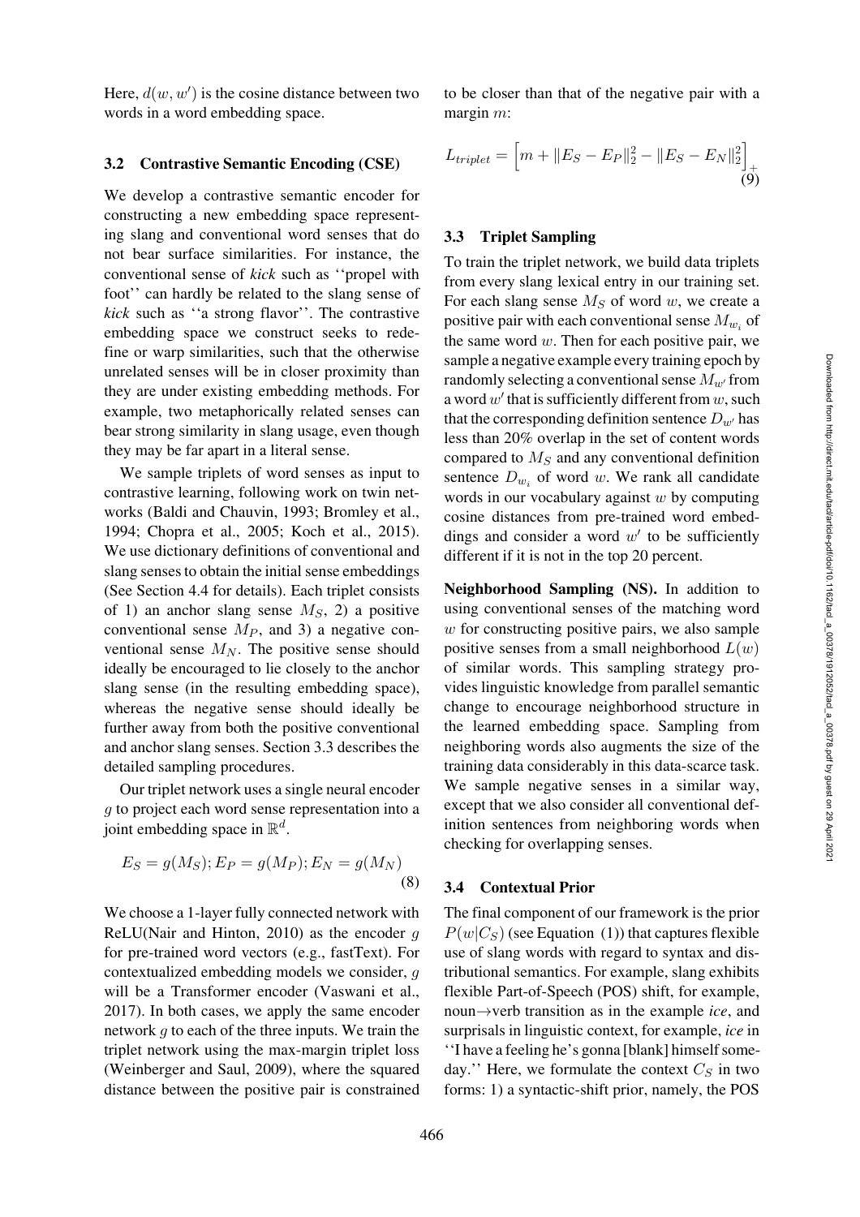Here, $d(w, w')$ is the cosine distance between two words in a word embedding space.

### 3.2 Contrastive Semantic Encoding (CSE)

We develop a contrastive semantic encoder for constructing a new embedding space representing slang and conventional word senses that do not bear surface similarities. For instance, the conventional sense of *kick* such as ''propel with foot'' can hardly be related to the slang sense of *kick* such as ''a strong flavor''. The contrastive embedding space we construct seeks to redefine or warp similarities, such that the otherwise unrelated senses will be in closer proximity than they are under existing embedding methods. For example, two metaphorically related senses can bear strong similarity in slang usage, even though they may be far apart in a literal sense.

We sample triplets of word senses as input to contrastive learning, following work on twin networks (Baldi and Chauvin, 1993; Bromley et al., 1994; Chopra et al., 2005; Koch et al., 2015). We use dictionary definitions of conventional and slang senses to obtain the initial sense embeddings (See Section 4.4 for details). Each triplet consists of 1) an anchor slang sense $M_S$, 2) a positive conventional sense $M_P$, and 3) a negative conventional sense $M_N$. The positive sense should ideally be encouraged to lie closely to the anchor slang sense (in the resulting embedding space), whereas the negative sense should ideally be further away from both the positive conventional and anchor slang senses. Section 3.3 describes the detailed sampling procedures.

Our triplet network uses a single neural encoder $g$ to project each word sense representation into a joint embedding space in $\mathbb{R}^d$.

$$E_S = g(M_S); E_P = g(M_P); E_N = g(M_N) \tag{8}$$

We choose a 1-layer fully connected network with ReLU(Nair and Hinton, 2010) as the encoder $g$ for pre-trained word vectors (e.g., fastText). For contextualized embedding models we consider, $g$ will be a Transformer encoder (Vaswani et al., 2017). In both cases, we apply the same encoder network $g$ to each of the three inputs. We train the triplet network using the max-margin triplet loss (Weinberger and Saul, 2009), where the squared distance between the positive pair is constrained to be closer than that of the negative pair with a margin $m$:

$$L_{triplet} = \left[m + \|E_S - E_P\|_2^2 - \|E_S - E_N\|_2^2\right]_+ \tag{9}$$

### 3.3 Triplet Sampling

To train the triplet network, we build data triplets from every slang lexical entry in our training set. For each slang sense $M_S$ of word $w$, we create a positive pair with each conventional sense $M_{w_i}$ of the same word $w$. Then for each positive pair, we sample a negative example every training epoch by randomly selecting a conventional sense $M_{w'}$ from a word $w'$ that is sufficiently different from $w$, such that the corresponding definition sentence $D_{w'}$ has less than 20% overlap in the set of content words compared to $M_S$ and any conventional definition sentence $D_{w_i}$ of word $w$. We rank all candidate words in our vocabulary against $w$ by computing cosine distances from pre-trained word embeddings and consider a word $w'$ to be sufficiently different if it is not in the top 20 percent.

**Neighborhood Sampling (NS).** In addition to using conventional senses of the matching word $w$ for constructing positive pairs, we also sample positive senses from a small neighborhood $L(w)$ of similar words. This sampling strategy provides linguistic knowledge from parallel semantic change to encourage neighborhood structure in the learned embedding space. Sampling from neighboring words also augments the size of the training data considerably in this data-scarce task. We sample negative senses in a similar way, except that we also consider all conventional definition sentences from neighboring words when checking for overlapping senses.

### 3.4 Contextual Prior

The final component of our framework is the prior $P(w|C_S)$ (see Equation (1)) that captures flexible use of slang words with regard to syntax and distributional semantics. For example, slang exhibits flexible Part-of-Speech (POS) shift, for example, noun→verb transition as in the example *ice*, and surprisals in linguistic context, for example, *ice* in ''I have a feeling he's gonna [blank] himself someday.'' Here, we formulate the context $C_S$ in two forms: 1) a syntactic-shift prior, namely, the POS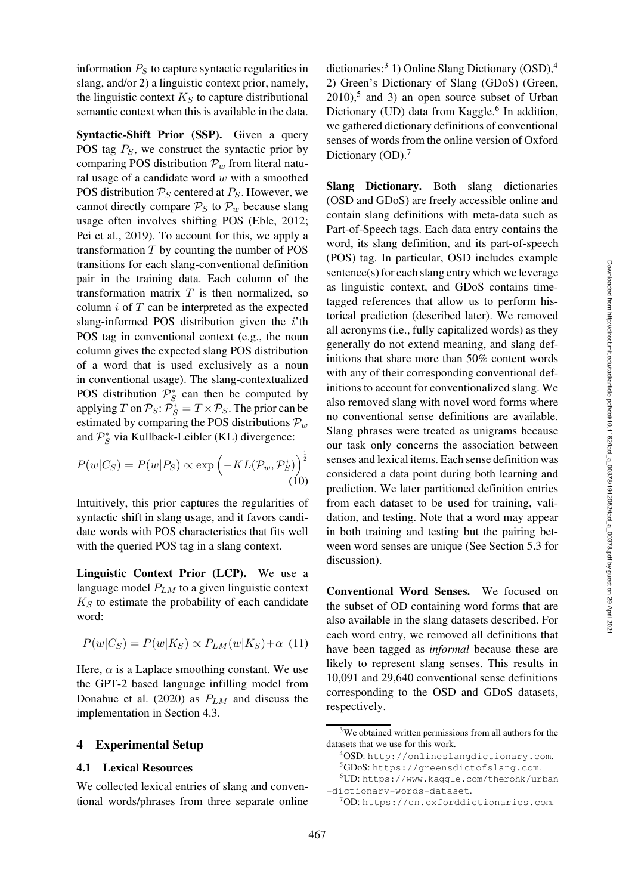information $P_S$ to capture syntactic regularities in slang, and/or 2) a linguistic context prior, namely, the linguistic context $K_S$ to capture distributional semantic context when this is available in the data.

**Syntactic-Shift Prior (SSP).** Given a query POS tag $P_S$, we construct the syntactic prior by comparing POS distribution $\mathcal{P}_w$ from literal natural usage of a candidate word $w$ with a smoothed POS distribution $\mathcal{P}_S$ centered at $P_S$. However, we cannot directly compare $\mathcal{P}_S$ to $\mathcal{P}_w$ because slang usage often involves shifting POS (Eble, 2012; Pei et al., 2019). To account for this, we apply a transformation $T$ by counting the number of POS transitions for each slang-conventional definition pair in the training data. Each column of the transformation matrix $T$ is then normalized, so column $i$ of $T$ can be interpreted as the expected slang-informed POS distribution given the $i$'th POS tag in conventional context (e.g., the noun column gives the expected slang POS distribution of a word that is used exclusively as a noun in conventional usage). The slang-contextualized POS distribution $\mathcal{P}_S^*$ can then be computed by applying $T$ on $\mathcal{P}_S$: $\mathcal{P}_S^* = T \times \mathcal{P}_S$. The prior can be estimated by comparing the POS distributions $\mathcal{P}_w$ and $\mathcal{P}_S^*$ via Kullback-Leibler (KL) divergence:

$$P(w|C_S) = P(w|P_S) \propto \exp\left(-KL(\mathcal{P}_w, \mathcal{P}_S^*)\right)^{\frac{1}{2}} \tag{10}$$

Intuitively, this prior captures the regularities of syntactic shift in slang usage, and it favors candidate words with POS characteristics that fits well with the queried POS tag in a slang context.

**Linguistic Context Prior (LCP).** We use a language model $P_{LM}$ to a given linguistic context $K_S$ to estimate the probability of each candidate word:

$$P(w|C_S) = P(w|K_S) \propto P_{LM}(w|K_S) + \alpha \tag{11}$$

Here, $\alpha$ is a Laplace smoothing constant. We use the GPT-2 based language infilling model from Donahue et al. (2020) as $P_{LM}$ and discuss the implementation in Section 4.3.

## 4 Experimental Setup

### 4.1 Lexical Resources

We collected lexical entries of slang and conventional words/phrases from three separate online dictionaries:[3] 1) Online Slang Dictionary (OSD),[4] 2) Green's Dictionary of Slang (GDoS) (Green, 2010),[5] and 3) an open source subset of Urban Dictionary (UD) data from Kaggle.[6] In addition, we gathered dictionary definitions of conventional senses of words from the online version of Oxford Dictionary (OD).[7]

**Slang Dictionary.** Both slang dictionaries (OSD and GDoS) are freely accessible online and contain slang definitions with meta-data such as Part-of-Speech tags. Each data entry contains the word, its slang definition, and its part-of-speech (POS) tag. In particular, OSD includes example sentence(s) for each slang entry which we leverage as linguistic context, and GDoS contains time-tagged references that allow us to perform historical prediction (described later). We removed all acronyms (i.e., fully capitalized words) as they generally do not extend meaning, and slang definitions that share more than 50% content words with any of their corresponding conventional definitions to account for conventionalized slang. We also removed slang with novel word forms where no conventional sense definitions are available. Slang phrases were treated as unigrams because our task only concerns the association between senses and lexical items. Each sense definition was considered a data point during both learning and prediction. We later partitioned definition entries from each dataset to be used for training, validation, and testing. Note that a word may appear in both training and testing but the pairing between word senses are unique (See Section 5.3 for discussion).

**Conventional Word Senses.** We focused on the subset of OD containing word forms that are also available in the slang datasets described. For each word entry, we removed all definitions that have been tagged as *informal* because these are likely to represent slang senses. This results in 10,091 and 29,640 conventional sense definitions corresponding to the OSD and GDoS datasets, respectively.

[3] We obtained written permissions from all authors for the datasets that we use for this work.

[4] OSD: http://onlineslangdictionary.com.

[5] GDoS: https://greensdictofslang.com.

[6] UD: https://www.kaggle.com/therohk/urban-dictionary-words-dataset.

[7] OD: https://en.oxforddictionaries.com.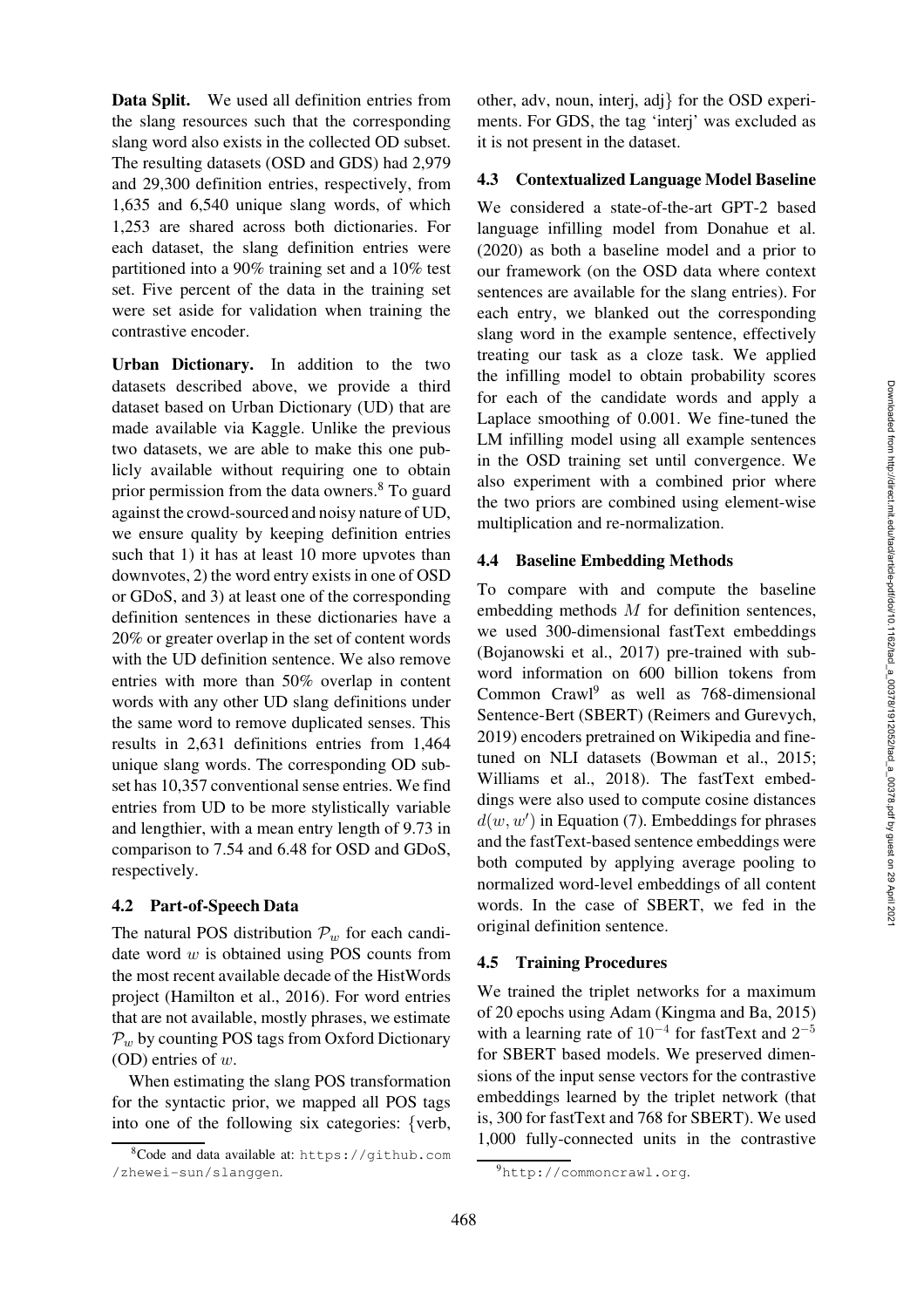**Data Split.** We used all definition entries from the slang resources such that the corresponding slang word also exists in the collected OD subset. The resulting datasets (OSD and GDS) had 2,979 and 29,300 definition entries, respectively, from 1,635 and 6,540 unique slang words, of which 1,253 are shared across both dictionaries. For each dataset, the slang definition entries were partitioned into a 90% training set and a 10% test set. Five percent of the data in the training set were set aside for validation when training the contrastive encoder.

**Urban Dictionary.** In addition to the two datasets described above, we provide a third dataset based on Urban Dictionary (UD) that are made available via Kaggle. Unlike the previous two datasets, we are able to make this one publicly available without requiring one to obtain prior permission from the data owners.[8] To guard against the crowd-sourced and noisy nature of UD, we ensure quality by keeping definition entries such that 1) it has at least 10 more upvotes than downvotes, 2) the word entry exists in one of OSD or GDoS, and 3) at least one of the corresponding definition sentences in these dictionaries have a 20% or greater overlap in the set of content words with the UD definition sentence. We also remove entries with more than 50% overlap in content words with any other UD slang definitions under the same word to remove duplicated senses. This results in 2,631 definitions entries from 1,464 unique slang words. The corresponding OD subset has 10,357 conventional sense entries. We find entries from UD to be more stylistically variable and lengthier, with a mean entry length of 9.73 in comparison to 7.54 and 6.48 for OSD and GDoS, respectively.

## 4.2 Part-of-Speech Data

The natural POS distribution $\mathcal{P}_w$ for each candidate word $w$ is obtained using POS counts from the most recent available decade of the HistWords project (Hamilton et al., 2016). For word entries that are not available, mostly phrases, we estimate $\mathcal{P}_w$ by counting POS tags from Oxford Dictionary (OD) entries of $w$.

When estimating the slang POS transformation for the syntactic prior, we mapped all POS tags into one of the following six categories: {verb, other, adv, noun, interj, adj} for the OSD experiments. For GDS, the tag 'interj' was excluded as it is not present in the dataset.

## 4.3 Contextualized Language Model Baseline

We considered a state-of-the-art GPT-2 based language infilling model from Donahue et al. (2020) as both a baseline model and a prior to our framework (on the OSD data where context sentences are available for the slang entries). For each entry, we blanked out the corresponding slang word in the example sentence, effectively treating our task as a cloze task. We applied the infilling model to obtain probability scores for each of the candidate words and apply a Laplace smoothing of 0.001. We fine-tuned the LM infilling model using all example sentences in the OSD training set until convergence. We also experiment with a combined prior where the two priors are combined using element-wise multiplication and re-normalization.

## 4.4 Baseline Embedding Methods

To compare with and compute the baseline embedding methods $M$ for definition sentences, we used 300-dimensional fastText embeddings (Bojanowski et al., 2017) pre-trained with subword information on 600 billion tokens from Common Crawl[9] as well as 768-dimensional Sentence-Bert (SBERT) (Reimers and Gurevych, 2019) encoders pretrained on Wikipedia and fine-tuned on NLI datasets (Bowman et al., 2015; Williams et al., 2018). The fastText embeddings were also used to compute cosine distances $d(w, w')$ in Equation (7). Embeddings for phrases and the fastText-based sentence embeddings were both computed by applying average pooling to normalized word-level embeddings of all content words. In the case of SBERT, we fed in the original definition sentence.

## 4.5 Training Procedures

We trained the triplet networks for a maximum of 20 epochs using Adam (Kingma and Ba, 2015) with a learning rate of $10^{-4}$ for fastText and $2^{-5}$ for SBERT based models. We preserved dimensions of the input sense vectors for the contrastive embeddings learned by the triplet network (that is, 300 for fastText and 768 for SBERT). We used 1,000 fully-connected units in the contrastive

[8] Code and data available at: https://github.com/zhewei-sun/slanggen.

[9] http://commoncrawl.org.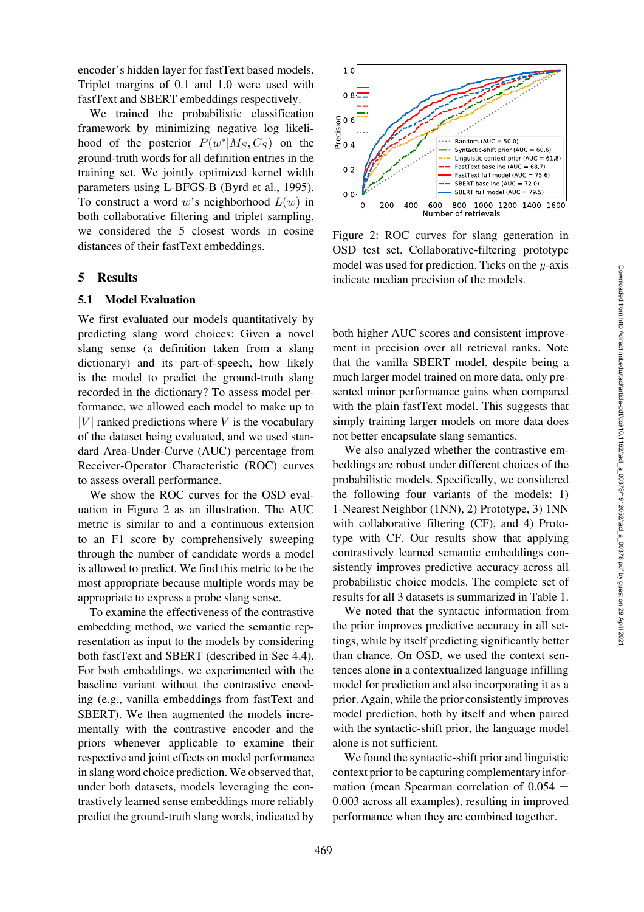encoder's hidden layer for fastText based models. Triplet margins of 0.1 and 1.0 were used with fastText and SBERT embeddings respectively.

We trained the probabilistic classification framework by minimizing negative log likelihood of the posterior $P(w^*|M_S, C_S)$ on the ground-truth words for all definition entries in the training set. We jointly optimized kernel width parameters using L-BFGS-B (Byrd et al., 1995). To construct a word $w$'s neighborhood $L(w)$ in both collaborative filtering and triplet sampling, we considered the 5 closest words in cosine distances of their fastText embeddings.

## 5 Results

### 5.1 Model Evaluation

We first evaluated our models quantitatively by predicting slang word choices: Given a novel slang sense (a definition taken from a slang dictionary) and its part-of-speech, how likely is the model to predict the ground-truth slang recorded in the dictionary? To assess model performance, we allowed each model to make up to $|V|$ ranked predictions where $V$ is the vocabulary of the dataset being evaluated, and we used standard Area-Under-Curve (AUC) percentage from Receiver-Operator Characteristic (ROC) curves to assess overall performance.

We show the ROC curves for the OSD evaluation in Figure 2 as an illustration. The AUC metric is similar to and a continuous extension to an F1 score by comprehensively sweeping through the number of candidate words a model is allowed to predict. We find this metric to be the most appropriate because multiple words may be appropriate to express a probe slang sense.

To examine the effectiveness of the contrastive embedding method, we varied the semantic representation as input to the models by considering both fastText and SBERT (described in Sec 4.4). For both embeddings, we experimented with the baseline variant without the contrastive encoding (e.g., vanilla embeddings from fastText and SBERT). We then augmented the models incrementally with the contrastive encoder and the priors whenever applicable to examine their respective and joint effects on model performance in slang word choice prediction. We observed that, under both datasets, models leveraging the contrastively learned sense embeddings more reliably predict the ground-truth slang words, indicated by both higher AUC scores and consistent improvement in precision over all retrieval ranks. Note that the vanilla SBERT model, despite being a much larger model trained on more data, only presented minor performance gains when compared with the plain fastText model. This suggests that simply training larger models on more data does not better encapsulate slang semantics.

Figure 2: ROC curves for slang generation in OSD test set. Collaborative-filtering prototype model was used for prediction. Ticks on the $y$-axis indicate median precision of the models.

We also analyzed whether the contrastive embeddings are robust under different choices of the probabilistic models. Specifically, we considered the following four variants of the models: 1) 1-Nearest Neighbor (1NN), 2) Prototype, 3) 1NN with collaborative filtering (CF), and 4) Prototype with CF. Our results show that applying contrastively learned semantic embeddings consistently improves predictive accuracy across all probabilistic choice models. The complete set of results for all 3 datasets is summarized in Table 1.

We noted that the syntactic information from the prior improves predictive accuracy in all settings, while by itself predicting significantly better than chance. On OSD, we used the context sentences alone in a contextualized language infilling model for prediction and also incorporating it as a prior. Again, while the prior consistently improves model prediction, both by itself and when paired with the syntactic-shift prior, the language model alone is not sufficient.

We found the syntactic-shift prior and linguistic context prior to be capturing complementary information (mean Spearman correlation of $0.054 \pm 0.003$ across all examples), resulting in improved performance when they are combined together.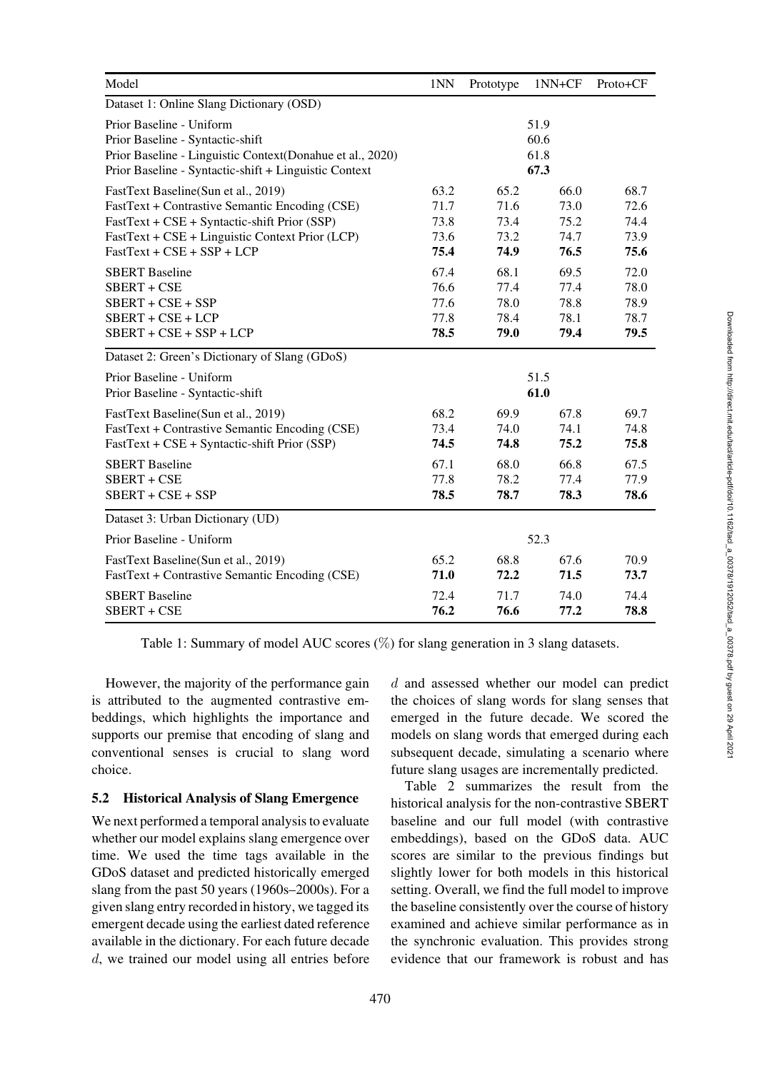| Model | 1NN | Prototype | 1NN+CF | Proto+CF |
|---|---|---|---|---|
| Dataset 1: Online Slang Dictionary (OSD) | | | | |
| Prior Baseline - Uniform | | | 51.9 | |
| Prior Baseline - Syntactic-shift | | | 60.6 | |
| Prior Baseline - Linguistic Context(Donahue et al., 2020) | | | 61.8 | |
| Prior Baseline - Syntactic-shift + Linguistic Context | | | **67.3** | |
| FastText Baseline(Sun et al., 2019) | 63.2 | 65.2 | 66.0 | 68.7 |
| FastText + Contrastive Semantic Encoding (CSE) | 71.7 | 71.6 | 73.0 | 72.6 |
| FastText + CSE + Syntactic-shift Prior (SSP) | 73.8 | 73.4 | 75.2 | 74.4 |
| FastText + CSE + Linguistic Context Prior (LCP) | 73.6 | 73.2 | 74.7 | 73.9 |
| FastText + CSE + SSP + LCP | **75.4** | **74.9** | **76.5** | **75.6** |
| SBERT Baseline | 67.4 | 68.1 | 69.5 | 72.0 |
| SBERT + CSE | 76.6 | 77.4 | 77.4 | 78.0 |
| SBERT + CSE + SSP | 77.6 | 78.0 | 78.8 | 78.9 |
| SBERT + CSE + LCP | 77.8 | 78.4 | 78.1 | 78.7 |
| SBERT + CSE + SSP + LCP | **78.5** | **79.0** | **79.4** | **79.5** |
| Dataset 2: Green's Dictionary of Slang (GDoS) | | | | |
| Prior Baseline - Uniform | | | 51.5 | |
| Prior Baseline - Syntactic-shift | | | **61.0** | |
| FastText Baseline(Sun et al., 2019) | 68.2 | 69.9 | 67.8 | 69.7 |
| FastText + Contrastive Semantic Encoding (CSE) | 73.4 | 74.0 | 74.1 | 74.8 |
| FastText + CSE + Syntactic-shift Prior (SSP) | **74.5** | **74.8** | **75.2** | **75.8** |
| SBERT Baseline | 67.1 | 68.0 | 66.8 | 67.5 |
| SBERT + CSE | 77.8 | 78.2 | 77.4 | 77.9 |
| SBERT + CSE + SSP | **78.5** | **78.7** | **78.3** | **78.6** |
| Dataset 3: Urban Dictionary (UD) | | | | |
| Prior Baseline - Uniform | | | 52.3 | |
| FastText Baseline(Sun et al., 2019) | 65.2 | 68.8 | 67.6 | 70.9 |
| FastText + Contrastive Semantic Encoding (CSE) | **71.0** | **72.2** | **71.5** | **73.7** |
| SBERT Baseline | 72.4 | 71.7 | 74.0 | 74.4 |
| SBERT + CSE | **76.2** | **76.6** | **77.2** | **78.8** |

Table 1: Summary of model AUC scores (%) for slang generation in 3 slang datasets.

However, the majority of the performance gain is attributed to the augmented contrastive embeddings, which highlights the importance and supports our premise that encoding of slang and conventional senses is crucial to slang word choice.

### 5.2 Historical Analysis of Slang Emergence

We next performed a temporal analysis to evaluate whether our model explains slang emergence over time. We used the time tags available in the GDoS dataset and predicted historically emerged slang from the past 50 years (1960s–2000s). For a given slang entry recorded in history, we tagged its emergent decade using the earliest dated reference available in the dictionary. For each future decade $d$, we trained our model using all entries before $d$ and assessed whether our model can predict the choices of slang words for slang senses that emerged in the future decade. We scored the models on slang words that emerged during each subsequent decade, simulating a scenario where future slang usages are incrementally predicted.

Table 2 summarizes the result from the historical analysis for the non-contrastive SBERT baseline and our full model (with contrastive embeddings), based on the GDoS data. AUC scores are similar to the previous findings but slightly lower for both models in this historical setting. Overall, we find the full model to improve the baseline consistently over the course of history examined and achieve similar performance as in the synchronic evaluation. This provides strong evidence that our framework is robust and has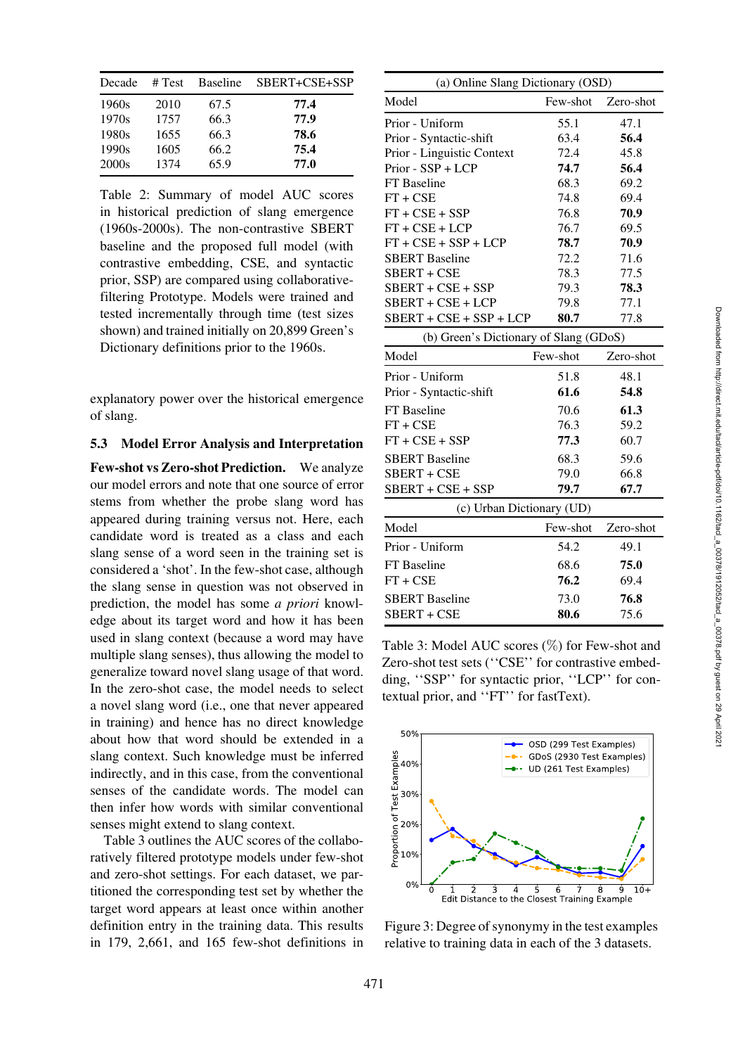| Decade | # Test | Baseline | SBERT+CSE+SSP |
|---|---|---|---|
| 1960s | 2010 | 67.5 | **77.4** |
| 1970s | 1757 | 66.3 | **77.9** |
| 1980s | 1655 | 66.3 | **78.6** |
| 1990s | 1605 | 66.2 | **75.4** |
| 2000s | 1374 | 65.9 | **77.0** |

Table 2: Summary of model AUC scores in historical prediction of slang emergence (1960s-2000s). The non-contrastive SBERT baseline and the proposed full model (with contrastive embedding, CSE, and syntactic prior, SSP) are compared using collaborative-filtering Prototype. Models were trained and tested incrementally through time (test sizes shown) and trained initially on 20,899 Green's Dictionary definitions prior to the 1960s.

explanatory power over the historical emergence of slang.

### 5.3 Model Error Analysis and Interpretation

**Few-shot vs Zero-shot Prediction.** We analyze our model errors and note that one source of error stems from whether the probe slang word has appeared during training versus not. Here, each candidate word is treated as a class and each slang sense of a word seen in the training set is considered a 'shot'. In the few-shot case, although the slang sense in question was not observed in prediction, the model has some *a priori* knowledge about its target word and how it has been used in slang context (because a word may have multiple slang senses), thus allowing the model to generalize toward novel slang usage of that word. In the zero-shot case, the model needs to select a novel slang word (i.e., one that never appeared in training) and hence has no direct knowledge about how that word should be extended in a slang context. Such knowledge must be inferred indirectly, and in this case, from the conventional senses of the candidate words. The model can then infer how words with similar conventional senses might extend to slang context.

Table 3 outlines the AUC scores of the collaboratively filtered prototype models under few-shot and zero-shot settings. For each dataset, we partitioned the corresponding test set by whether the target word appears at least once within another definition entry in the training data. This results in 179, 2,661, and 165 few-shot definitions in

| (a) Online Slang Dictionary (OSD) | | |
|---|---|---|
| Model | Few-shot | Zero-shot |
| Prior - Uniform | 55.1 | 47.1 |
| Prior - Syntactic-shift | 63.4 | **56.4** |
| Prior - Linguistic Context | 72.4 | 45.8 |
| Prior - SSP + LCP | **74.7** | **56.4** |
| FT Baseline | 68.3 | 69.2 |
| FT + CSE | 74.8 | 69.4 |
| FT + CSE + SSP | 76.8 | **70.9** |
| FT + CSE + LCP | 76.7 | 69.5 |
| FT + CSE + SSP + LCP | **78.7** | **70.9** |
| SBERT Baseline | 72.2 | 71.6 |
| SBERT + CSE | 78.3 | 77.5 |
| SBERT + CSE + SSP | 79.3 | **78.3** |
| SBERT + CSE + LCP | 79.8 | 77.1 |
| SBERT + CSE + SSP + LCP | **80.7** | 77.8 |
| **(b) Green's Dictionary of Slang (GDoS)** | | |
| Model | Few-shot | Zero-shot |
| Prior - Uniform | 51.8 | 48.1 |
| Prior - Syntactic-shift | **61.6** | **54.8** |
| FT Baseline | 70.6 | **61.3** |
| FT + CSE | 76.3 | 59.2 |
| FT + CSE + SSP | **77.3** | 60.7 |
| SBERT Baseline | 68.3 | 59.6 |
| SBERT + CSE | 79.0 | 66.8 |
| SBERT + CSE + SSP | **79.7** | **67.7** |
| **(c) Urban Dictionary (UD)** | | |
| Model | Few-shot | Zero-shot |
| Prior - Uniform | 54.2 | 49.1 |
| FT Baseline | 68.6 | **75.0** |
| FT + CSE | **76.2** | 69.4 |
| SBERT Baseline | 73.0 | **76.8** |
| SBERT + CSE | **80.6** | 75.6 |

Table 3: Model AUC scores (%) for Few-shot and Zero-shot test sets (''CSE'' for contrastive embedding, ''SSP'' for syntactic prior, ''LCP'' for contextual prior, and ''FT'' for fastText).

Figure 3: Degree of synonymy in the test examples relative to training data in each of the 3 datasets.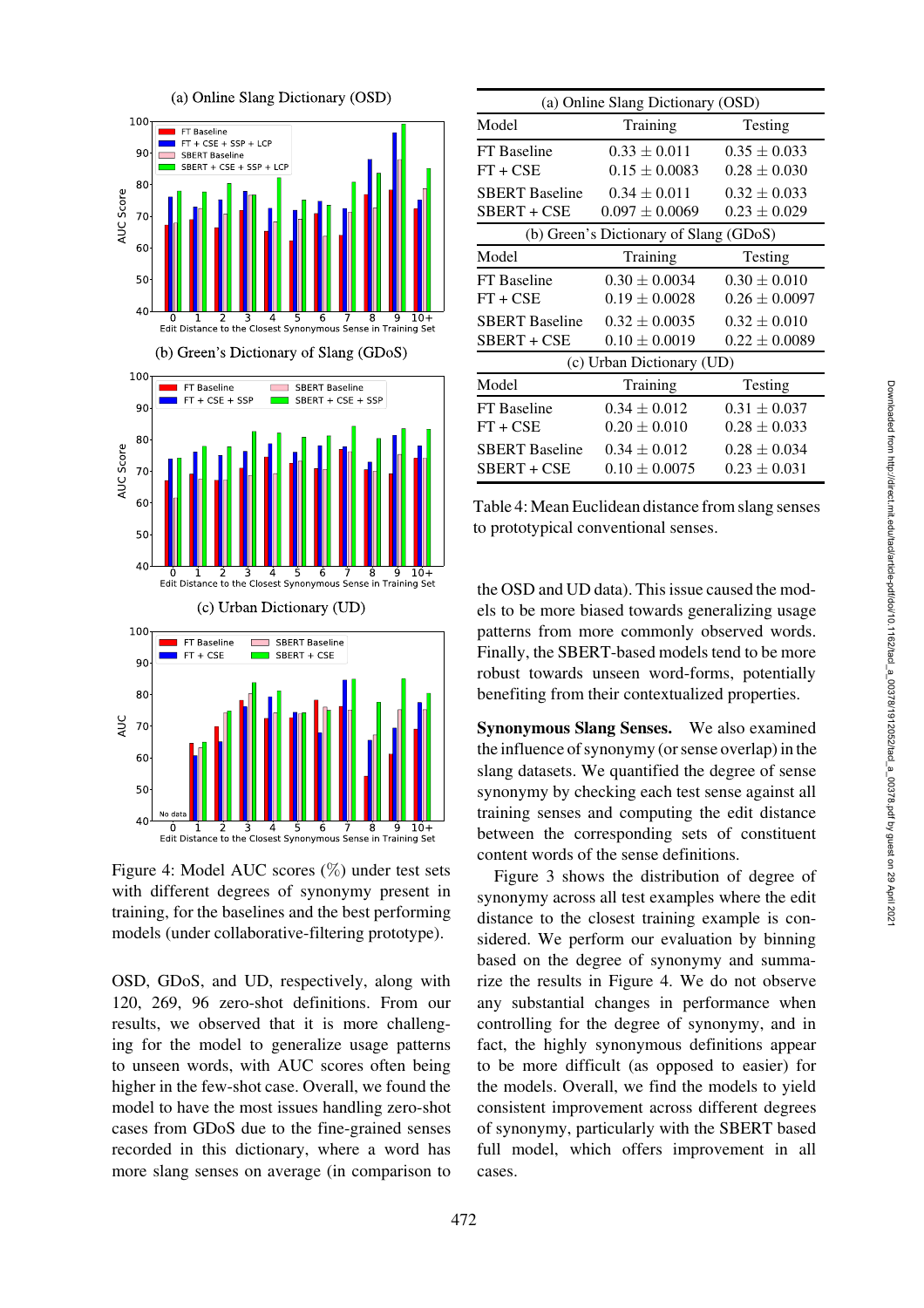Figure 4: Model AUC scores (%) under test sets with different degrees of synonymy present in training, for the baselines and the best performing models (under collaborative-filtering prototype).

| (a) Online Slang Dictionary (OSD) | | |
|---|---|---|
| Model | Training | Testing |
| FT Baseline | $0.33 \pm 0.011$ | $0.35 \pm 0.033$ |
| FT + CSE | $0.15 \pm 0.0083$ | $0.28 \pm 0.030$ |
| SBERT Baseline | $0.34 \pm 0.011$ | $0.32 \pm 0.033$ |
| SBERT + CSE | $0.097 \pm 0.0069$ | $0.23 \pm 0.029$ |
| **(b) Green's Dictionary of Slang (GDoS)** | | |
| Model | Training | Testing |
| FT Baseline | $0.30 \pm 0.0034$ | $0.30 \pm 0.010$ |
| FT + CSE | $0.19 \pm 0.0028$ | $0.26 \pm 0.0097$ |
| SBERT Baseline | $0.32 \pm 0.0035$ | $0.32 \pm 0.010$ |
| SBERT + CSE | $0.10 \pm 0.0019$ | $0.22 \pm 0.0089$ |
| **(c) Urban Dictionary (UD)** | | |
| Model | Training | Testing |
| FT Baseline | $0.34 \pm 0.012$ | $0.31 \pm 0.037$ |
| FT + CSE | $0.20 \pm 0.010$ | $0.28 \pm 0.033$ |
| SBERT Baseline | $0.34 \pm 0.012$ | $0.28 \pm 0.034$ |
| SBERT + CSE | $0.10 \pm 0.0075$ | $0.23 \pm 0.031$ |

Table 4: Mean Euclidean distance from slang senses to prototypical conventional senses.

OSD, GDoS, and UD, respectively, along with 120, 269, 96 zero-shot definitions. From our results, we observed that it is more challenging for the model to generalize usage patterns to unseen words, with AUC scores often being higher in the few-shot case. Overall, we found the model to have the most issues handling zero-shot cases from GDoS due to the fine-grained senses recorded in this dictionary, where a word has more slang senses on average (in comparison to the OSD and UD data). This issue caused the models to be more biased towards generalizing usage patterns from more commonly observed words. Finally, the SBERT-based models tend to be more robust towards unseen word-forms, potentially benefiting from their contextualized properties.

**Synonymous Slang Senses.** We also examined the influence of synonymy (or sense overlap) in the slang datasets. We quantified the degree of sense synonymy by checking each test sense against all training senses and computing the edit distance between the corresponding sets of constituent content words of the sense definitions.

Figure 3 shows the distribution of degree of synonymy across all test examples where the edit distance to the closest training example is considered. We perform our evaluation by binning based on the degree of synonymy and summarize the results in Figure 4. We do not observe any substantial changes in performance when controlling for the degree of synonymy, and in fact, the highly synonymous definitions appear to be more difficult (as opposed to easier) for the models. Overall, we find the models to yield consistent improvement across different degrees of synonymy, particularly with the SBERT based full model, which offers improvement in all cases.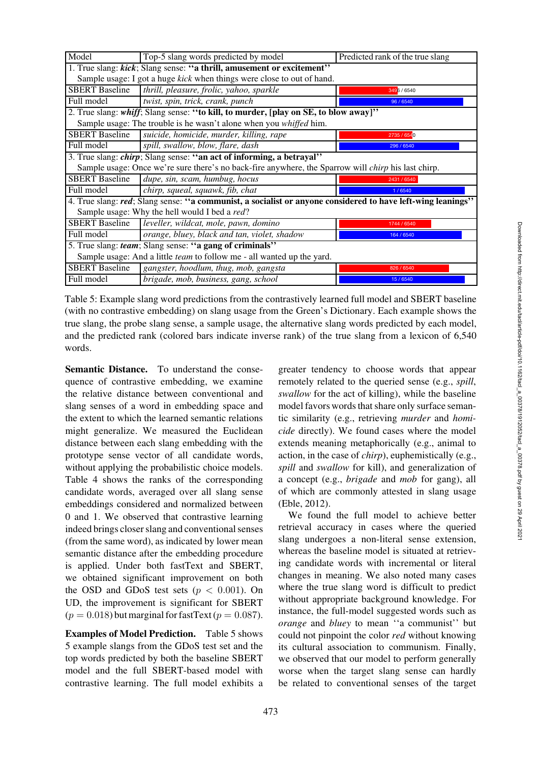| Model | Top-5 slang words predicted by model | Predicted rank of the true slang |
|---|---|---|
| 1. True slang: ***kick***; Slang sense: **''a thrill, amusement or excitement''** | | |
| Sample usage: I got a huge *kick* when things were close to out of hand. | | |
| SBERT Baseline | *thrill, pleasure, frolic, yahoo, sparkle* | 3495 / 6540 |
| Full model | *twist, spin, trick, crank, punch* | 96 / 6540 |
| 2. True slang: ***whiff***; Slang sense: **''to kill, to murder, [play on SE, to blow away]''** | | |
| Sample usage: The trouble is he wasn't alone when you *whiffed* him. | | |
| SBERT Baseline | *suicide, homicide, murder, killing, rape* | 2735 / 6540 |
| Full model | *spill, swallow, blow, flare, dash* | 296 / 6540 |
| 3. True slang: ***chirp***; Slang sense: **''an act of informing, a betrayal''** | | |
| Sample usage: Once we're sure there's no back-fire anywhere, the Sparrow will *chirp* his last chirp. | | |
| SBERT Baseline | *dupe, sin, scam, humbug, hocus* | 2431 / 6540 |
| Full model | *chirp, squeal, squawk, fib, chat* | 1 / 6540 |
| 4. True slang: ***red***; Slang sense: **''a communist, a socialist or anyone considered to have left-wing leanings''** | | |
| Sample usage: Why the hell would I bed a *red*? | | |
| SBERT Baseline | *leveller, wildcat, mole, pawn, domino* | 1744 / 6540 |
| Full model | *orange, bluey, black and tan, violet, shadow* | 164 / 6540 |
| 5. True slang: ***team***; Slang sense: **''a gang of criminals''** | | |
| Sample usage: And a little *team* to follow me - all wanted up the yard. | | |
| SBERT Baseline | *gangster, hoodlum, thug, mob, gangsta* | 826 / 6540 |
| Full model | *brigade, mob, business, gang, school* | 15 / 6540 |

Table 5: Example slang word predictions from the contrastively learned full model and SBERT baseline (with no contrastive embedding) on slang usage from the Green's Dictionary. Each example shows the true slang, the probe slang sense, a sample usage, the alternative slang words predicted by each model, and the predicted rank (colored bars indicate inverse rank) of the true slang from a lexicon of 6,540 words.

**Semantic Distance.** To understand the consequence of contrastive embedding, we examine the relative distance between conventional and slang senses of a word in embedding space and the extent to which the learned semantic relations might generalize. We measured the Euclidean distance between each slang embedding with the prototype sense vector of all candidate words, without applying the probabilistic choice models. Table 4 shows the ranks of the corresponding candidate words, averaged over all slang sense embeddings considered and normalized between 0 and 1. We observed that contrastive learning indeed brings closer slang and conventional senses (from the same word), as indicated by lower mean semantic distance after the embedding procedure is applied. Under both fastText and SBERT, we obtained significant improvement on both the OSD and GDoS test sets ($p < 0.001$). On UD, the improvement is significant for SBERT ($p = 0.018$) but marginal for fastText ($p = 0.087$).

**Examples of Model Prediction.** Table 5 shows 5 example slangs from the GDoS test set and the top words predicted by both the baseline SBERT model and the full SBERT-based model with contrastive learning. The full model exhibits a greater tendency to choose words that appear remotely related to the queried sense (e.g., *spill*, *swallow* for the act of killing), while the baseline model favors words that share only surface semantic similarity (e.g., retrieving *murder* and *homicide* directly). We found cases where the model extends meaning metaphorically (e.g., animal to action, in the case of *chirp*), euphemistically (e.g., *spill* and *swallow* for kill), and generalization of a concept (e.g., *brigade* and *mob* for gang), all of which are commonly attested in slang usage (Eble, 2012).

We found the full model to achieve better retrieval accuracy in cases where the queried slang undergoes a non-literal sense extension, whereas the baseline model is situated at retrieving candidate words with incremental or literal changes in meaning. We also noted many cases where the true slang word is difficult to predict without appropriate background knowledge. For instance, the full-model suggested words such as *orange* and *bluey* to mean ''a communist'' but could not pinpoint the color *red* without knowing its cultural association to communism. Finally, we observed that our model to perform generally worse when the target slang sense can hardly be related to conventional senses of the target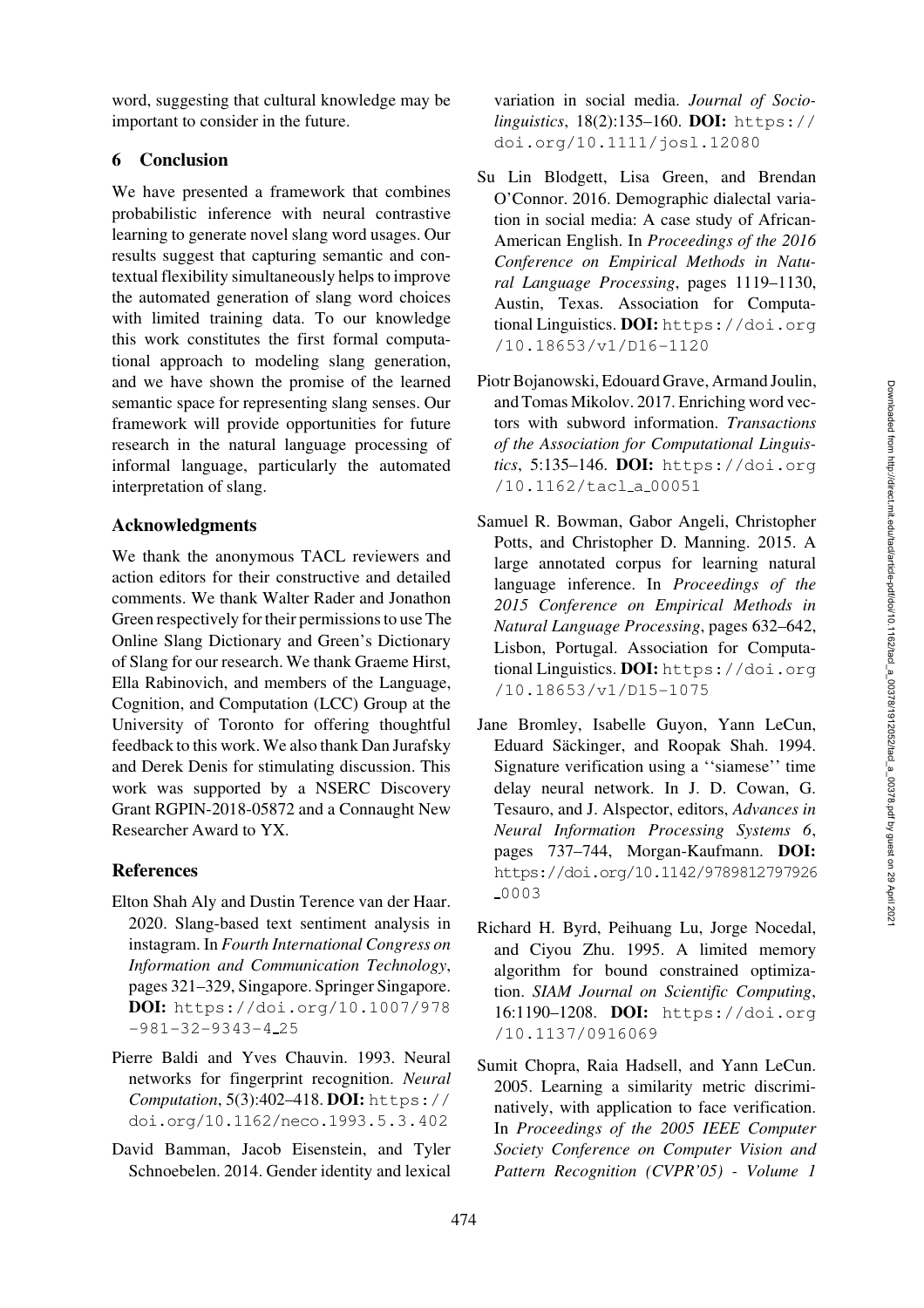word, suggesting that cultural knowledge may be important to consider in the future.

## 6 Conclusion

We have presented a framework that combines probabilistic inference with neural contrastive learning to generate novel slang word usages. Our results suggest that capturing semantic and contextual flexibility simultaneously helps to improve the automated generation of slang word choices with limited training data. To our knowledge this work constitutes the first formal computational approach to modeling slang generation, and we have shown the promise of the learned semantic space for representing slang senses. Our framework will provide opportunities for future research in the natural language processing of informal language, particularly the automated interpretation of slang.

## Acknowledgments

We thank the anonymous TACL reviewers and action editors for their constructive and detailed comments. We thank Walter Rader and Jonathon Green respectively for their permissions to use The Online Slang Dictionary and Green's Dictionary of Slang for our research. We thank Graeme Hirst, Ella Rabinovich, and members of the Language, Cognition, and Computation (LCC) Group at the University of Toronto for offering thoughtful feedback to this work. We also thank Dan Jurafsky and Derek Denis for stimulating discussion. This work was supported by a NSERC Discovery Grant RGPIN-2018-05872 and a Connaught New Researcher Award to YX.

## References

Elton Shah Aly and Dustin Terence van der Haar. 2020. Slang-based text sentiment analysis in instagram. In *Fourth International Congress on Information and Communication Technology*, pages 321–329, Singapore. Springer Singapore. **DOI:** https://doi.org/10.1007/978-981-32-9343-4_25

Pierre Baldi and Yves Chauvin. 1993. Neural networks for fingerprint recognition. *Neural Computation*, 5(3):402–418. **DOI:** https://doi.org/10.1162/neco.1993.5.3.402

David Bamman, Jacob Eisenstein, and Tyler Schnoebelen. 2014. Gender identity and lexical variation in social media. *Journal of Sociolinguistics*, 18(2):135–160. **DOI:** https://doi.org/10.1111/josl.12080

Su Lin Blodgett, Lisa Green, and Brendan O'Connor. 2016. Demographic dialectal variation in social media: A case study of African-American English. In *Proceedings of the 2016 Conference on Empirical Methods in Natural Language Processing*, pages 1119–1130, Austin, Texas. Association for Computational Linguistics. **DOI:** https://doi.org/10.18653/v1/D16-1120

Piotr Bojanowski, Edouard Grave, Armand Joulin, and Tomas Mikolov. 2017. Enriching word vectors with subword information. *Transactions of the Association for Computational Linguistics*, 5:135–146. **DOI:** https://doi.org/10.1162/tacl_a_00051

Samuel R. Bowman, Gabor Angeli, Christopher Potts, and Christopher D. Manning. 2015. A large annotated corpus for learning natural language inference. In *Proceedings of the 2015 Conference on Empirical Methods in Natural Language Processing*, pages 632–642, Lisbon, Portugal. Association for Computational Linguistics. **DOI:** https://doi.org/10.18653/v1/D15-1075

Jane Bromley, Isabelle Guyon, Yann LeCun, Eduard Säckinger, and Roopak Shah. 1994. Signature verification using a ''siamese'' time delay neural network. In J. D. Cowan, G. Tesauro, and J. Alspector, editors, *Advances in Neural Information Processing Systems 6*, pages 737–744, Morgan-Kaufmann. **DOI:** https://doi.org/10.1142/9789812797926_0003

Richard H. Byrd, Peihuang Lu, Jorge Nocedal, and Ciyou Zhu. 1995. A limited memory algorithm for bound constrained optimization. *SIAM Journal on Scientific Computing*, 16:1190–1208. **DOI:** https://doi.org/10.1137/0916069

Sumit Chopra, Raia Hadsell, and Yann LeCun. 2005. Learning a similarity metric discriminatively, with application to face verification. In *Proceedings of the 2005 IEEE Computer Society Conference on Computer Vision and Pattern Recognition (CVPR'05) - Volume 1*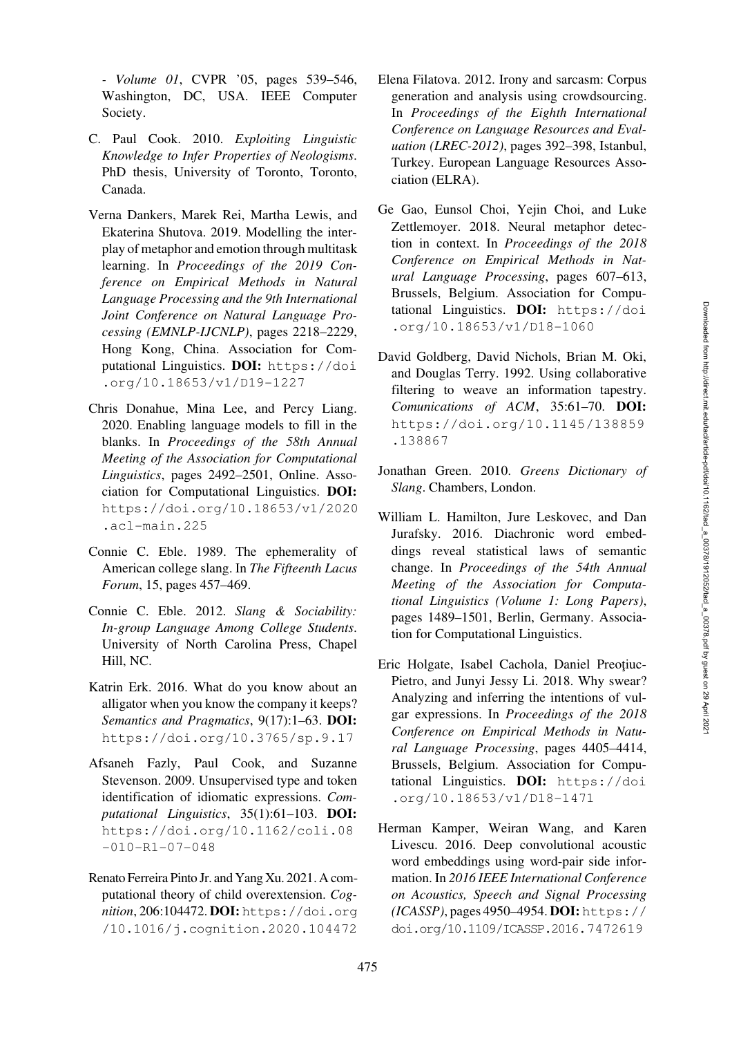- *Volume 01*, CVPR '05, pages 539–546, Washington, DC, USA. IEEE Computer Society.

C. Paul Cook. 2010. *Exploiting Linguistic Knowledge to Infer Properties of Neologisms*. PhD thesis, University of Toronto, Toronto, Canada.

Verna Dankers, Marek Rei, Martha Lewis, and Ekaterina Shutova. 2019. Modelling the interplay of metaphor and emotion through multitask learning. In *Proceedings of the 2019 Conference on Empirical Methods in Natural Language Processing and the 9th International Joint Conference on Natural Language Processing (EMNLP-IJCNLP)*, pages 2218–2229, Hong Kong, China. Association for Computational Linguistics. **DOI:** https://doi.org/10.18653/v1/D19-1227

Chris Donahue, Mina Lee, and Percy Liang. 2020. Enabling language models to fill in the blanks. In *Proceedings of the 58th Annual Meeting of the Association for Computational Linguistics*, pages 2492–2501, Online. Association for Computational Linguistics. **DOI:** https://doi.org/10.18653/v1/2020.acl-main.225

Connie C. Eble. 1989. The ephemerality of American college slang. In *The Fifteenth Lacus Forum*, 15, pages 457–469.

Connie C. Eble. 2012. *Slang & Sociability: In-group Language Among College Students*. University of North Carolina Press, Chapel Hill, NC.

Katrin Erk. 2016. What do you know about an alligator when you know the company it keeps? *Semantics and Pragmatics*, 9(17):1–63. **DOI:** https://doi.org/10.3765/sp.9.17

Afsaneh Fazly, Paul Cook, and Suzanne Stevenson. 2009. Unsupervised type and token identification of idiomatic expressions. *Computational Linguistics*, 35(1):61–103. **DOI:** https://doi.org/10.1162/coli.08-010-R1-07-048

Renato Ferreira Pinto Jr. and Yang Xu. 2021. A computational theory of child overextension. *Cognition*, 206:104472. **DOI:** https://doi.org/10.1016/j.cognition.2020.104472

Elena Filatova. 2012. Irony and sarcasm: Corpus generation and analysis using crowdsourcing. In *Proceedings of the Eighth International Conference on Language Resources and Evaluation (LREC-2012)*, pages 392–398, Istanbul, Turkey. European Language Resources Association (ELRA).

Ge Gao, Eunsol Choi, Yejin Choi, and Luke Zettlemoyer. 2018. Neural metaphor detection in context. In *Proceedings of the 2018 Conference on Empirical Methods in Natural Language Processing*, pages 607–613, Brussels, Belgium. Association for Computational Linguistics. **DOI:** https://doi.org/10.18653/v1/D18-1060

David Goldberg, David Nichols, Brian M. Oki, and Douglas Terry. 1992. Using collaborative filtering to weave an information tapestry. *Comunications of ACM*, 35:61–70. **DOI:** https://doi.org/10.1145/138859.138867

Jonathan Green. 2010. *Greens Dictionary of Slang*. Chambers, London.

William L. Hamilton, Jure Leskovec, and Dan Jurafsky. 2016. Diachronic word embeddings reveal statistical laws of semantic change. In *Proceedings of the 54th Annual Meeting of the Association for Computational Linguistics (Volume 1: Long Papers)*, pages 1489–1501, Berlin, Germany. Association for Computational Linguistics.

Eric Holgate, Isabel Cachola, Daniel Preoţiuc-Pietro, and Junyi Jessy Li. 2018. Why swear? Analyzing and inferring the intentions of vulgar expressions. In *Proceedings of the 2018 Conference on Empirical Methods in Natural Language Processing*, pages 4405–4414, Brussels, Belgium. Association for Computational Linguistics. **DOI:** https://doi.org/10.18653/v1/D18-1471

Herman Kamper, Weiran Wang, and Karen Livescu. 2016. Deep convolutional acoustic word embeddings using word-pair side information. In *2016 IEEE International Conference on Acoustics, Speech and Signal Processing (ICASSP)*, pages 4950–4954. **DOI:** https://doi.org/10.1109/ICASSP.2016.7472619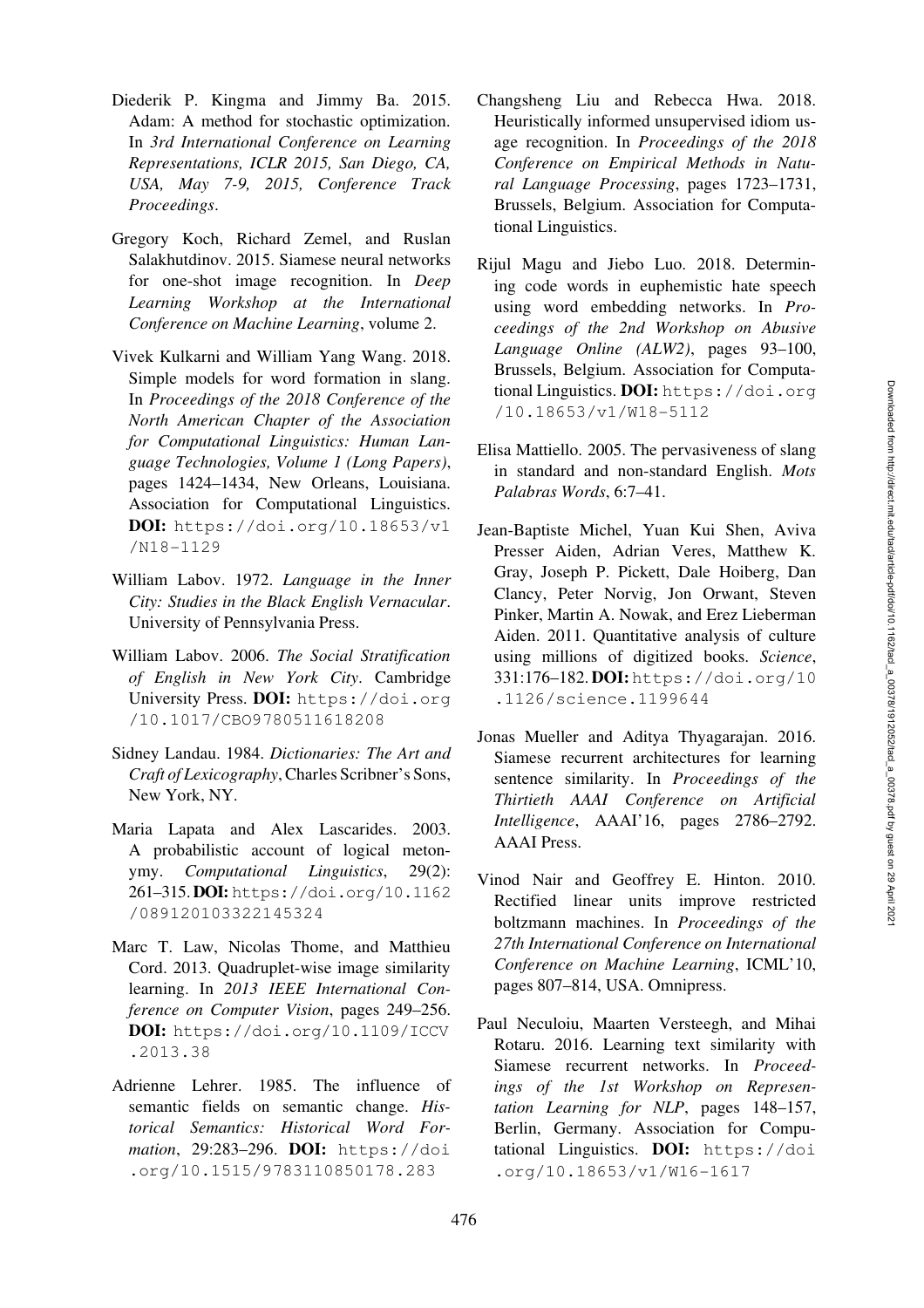Diederik P. Kingma and Jimmy Ba. 2015. Adam: A method for stochastic optimization. In *3rd International Conference on Learning Representations, ICLR 2015, San Diego, CA, USA, May 7-9, 2015, Conference Track Proceedings*.

Gregory Koch, Richard Zemel, and Ruslan Salakhutdinov. 2015. Siamese neural networks for one-shot image recognition. In *Deep Learning Workshop at the International Conference on Machine Learning*, volume 2.

Vivek Kulkarni and William Yang Wang. 2018. Simple models for word formation in slang. In *Proceedings of the 2018 Conference of the North American Chapter of the Association for Computational Linguistics: Human Language Technologies, Volume 1 (Long Papers)*, pages 1424–1434, New Orleans, Louisiana. Association for Computational Linguistics. **DOI:** https://doi.org/10.18653/v1/N18-1129

William Labov. 1972. *Language in the Inner City: Studies in the Black English Vernacular*. University of Pennsylvania Press.

William Labov. 2006. *The Social Stratification of English in New York City*. Cambridge University Press. **DOI:** https://doi.org/10.1017/CBO9780511618208

Sidney Landau. 1984. *Dictionaries: The Art and Craft of Lexicography*, Charles Scribner's Sons, New York, NY.

Maria Lapata and Alex Lascarides. 2003. A probabilistic account of logical metonymy. *Computational Linguistics*, 29(2): 261–315. **DOI:** https://doi.org/10.1162/089120103322145324

Marc T. Law, Nicolas Thome, and Matthieu Cord. 2013. Quadruplet-wise image similarity learning. In *2013 IEEE International Conference on Computer Vision*, pages 249–256. **DOI:** https://doi.org/10.1109/ICCV.2013.38

Adrienne Lehrer. 1985. The influence of semantic fields on semantic change. *Historical Semantics: Historical Word Formation*, 29:283–296. **DOI:** https://doi.org/10.1515/9783110850178.283

Changsheng Liu and Rebecca Hwa. 2018. Heuristically informed unsupervised idiom usage recognition. In *Proceedings of the 2018 Conference on Empirical Methods in Natural Language Processing*, pages 1723–1731, Brussels, Belgium. Association for Computational Linguistics.

Rijul Magu and Jiebo Luo. 2018. Determining code words in euphemistic hate speech using word embedding networks. In *Proceedings of the 2nd Workshop on Abusive Language Online (ALW2)*, pages 93–100, Brussels, Belgium. Association for Computational Linguistics. **DOI:** https://doi.org/10.18653/v1/W18-5112

Elisa Mattiello. 2005. The pervasiveness of slang in standard and non-standard English. *Mots Palabras Words*, 6:7–41.

Jean-Baptiste Michel, Yuan Kui Shen, Aviva Presser Aiden, Adrian Veres, Matthew K. Gray, Joseph P. Pickett, Dale Hoiberg, Dan Clancy, Peter Norvig, Jon Orwant, Steven Pinker, Martin A. Nowak, and Erez Lieberman Aiden. 2011. Quantitative analysis of culture using millions of digitized books. *Science*, 331:176–182. **DOI:** https://doi.org/10.1126/science.1199644

Jonas Mueller and Aditya Thyagarajan. 2016. Siamese recurrent architectures for learning sentence similarity. In *Proceedings of the Thirtieth AAAI Conference on Artificial Intelligence*, AAAI'16, pages 2786–2792. AAAI Press.

Vinod Nair and Geoffrey E. Hinton. 2010. Rectified linear units improve restricted boltzmann machines. In *Proceedings of the 27th International Conference on International Conference on Machine Learning*, ICML'10, pages 807–814, USA. Omnipress.

Paul Neculoiu, Maarten Versteegh, and Mihai Rotaru. 2016. Learning text similarity with Siamese recurrent networks. In *Proceedings of the 1st Workshop on Representation Learning for NLP*, pages 148–157, Berlin, Germany. Association for Computational Linguistics. **DOI:** https://doi.org/10.18653/v1/W16-1617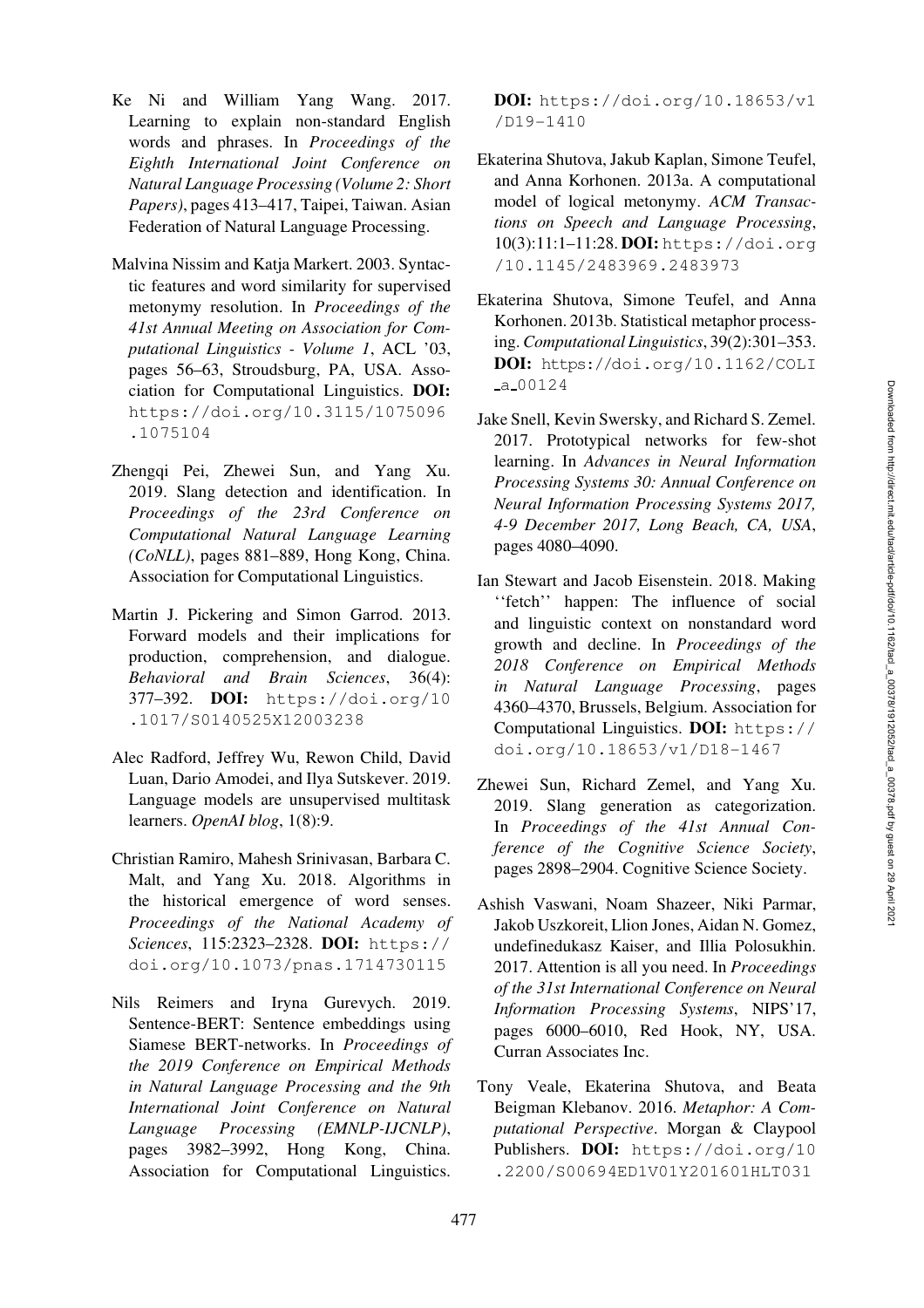Ke Ni and William Yang Wang. 2017. Learning to explain non-standard English words and phrases. In *Proceedings of the Eighth International Joint Conference on Natural Language Processing (Volume 2: Short Papers)*, pages 413–417, Taipei, Taiwan. Asian Federation of Natural Language Processing.

Malvina Nissim and Katja Markert. 2003. Syntactic features and word similarity for supervised metonymy resolution. In *Proceedings of the 41st Annual Meeting on Association for Computational Linguistics - Volume 1*, ACL '03, pages 56–63, Stroudsburg, PA, USA. Association for Computational Linguistics. **DOI:** https://doi.org/10.3115/1075096.1075104

Zhengqi Pei, Zhewei Sun, and Yang Xu. 2019. Slang detection and identification. In *Proceedings of the 23rd Conference on Computational Natural Language Learning (CoNLL)*, pages 881–889, Hong Kong, China. Association for Computational Linguistics.

Martin J. Pickering and Simon Garrod. 2013. Forward models and their implications for production, comprehension, and dialogue. *Behavioral and Brain Sciences*, 36(4): 377–392. **DOI:** https://doi.org/10.1017/S0140525X12003238

Alec Radford, Jeffrey Wu, Rewon Child, David Luan, Dario Amodei, and Ilya Sutskever. 2019. Language models are unsupervised multitask learners. *OpenAI blog*, 1(8):9.

Christian Ramiro, Mahesh Srinivasan, Barbara C. Malt, and Yang Xu. 2018. Algorithms in the historical emergence of word senses. *Proceedings of the National Academy of Sciences*, 115:2323–2328. **DOI:** https://doi.org/10.1073/pnas.1714730115

Nils Reimers and Iryna Gurevych. 2019. Sentence-BERT: Sentence embeddings using Siamese BERT-networks. In *Proceedings of the 2019 Conference on Empirical Methods in Natural Language Processing and the 9th International Joint Conference on Natural Language Processing (EMNLP-IJCNLP)*, pages 3982–3992, Hong Kong, China. Association for Computational Linguistics. **DOI:** https://doi.org/10.18653/v1/D19-1410

Ekaterina Shutova, Jakub Kaplan, Simone Teufel, and Anna Korhonen. 2013a. A computational model of logical metonymy. *ACM Transactions on Speech and Language Processing*, 10(3):11:1–11:28. **DOI:** https://doi.org/10.1145/2483969.2483973

Ekaterina Shutova, Simone Teufel, and Anna Korhonen. 2013b. Statistical metaphor processing. *Computational Linguistics*, 39(2):301–353. **DOI:** https://doi.org/10.1162/COLI_a_00124

Jake Snell, Kevin Swersky, and Richard S. Zemel. 2017. Prototypical networks for few-shot learning. In *Advances in Neural Information Processing Systems 30: Annual Conference on Neural Information Processing Systems 2017, 4-9 December 2017, Long Beach, CA, USA*, pages 4080–4090.

Ian Stewart and Jacob Eisenstein. 2018. Making ''fetch'' happen: The influence of social and linguistic context on nonstandard word growth and decline. In *Proceedings of the 2018 Conference on Empirical Methods in Natural Language Processing*, pages 4360–4370, Brussels, Belgium. Association for Computational Linguistics. **DOI:** https://doi.org/10.18653/v1/D18-1467

Zhewei Sun, Richard Zemel, and Yang Xu. 2019. Slang generation as categorization. In *Proceedings of the 41st Annual Conference of the Cognitive Science Society*, pages 2898–2904. Cognitive Science Society.

Ashish Vaswani, Noam Shazeer, Niki Parmar, Jakob Uszkoreit, Llion Jones, Aidan N. Gomez, undefinedukasz Kaiser, and Illia Polosukhin. 2017. Attention is all you need. In *Proceedings of the 31st International Conference on Neural Information Processing Systems*, NIPS'17, pages 6000–6010, Red Hook, NY, USA. Curran Associates Inc.

Tony Veale, Ekaterina Shutova, and Beata Beigman Klebanov. 2016. *Metaphor: A Computational Perspective*. Morgan & Claypool Publishers. **DOI:** https://doi.org/10.2200/S00694ED1V01Y201601HLT031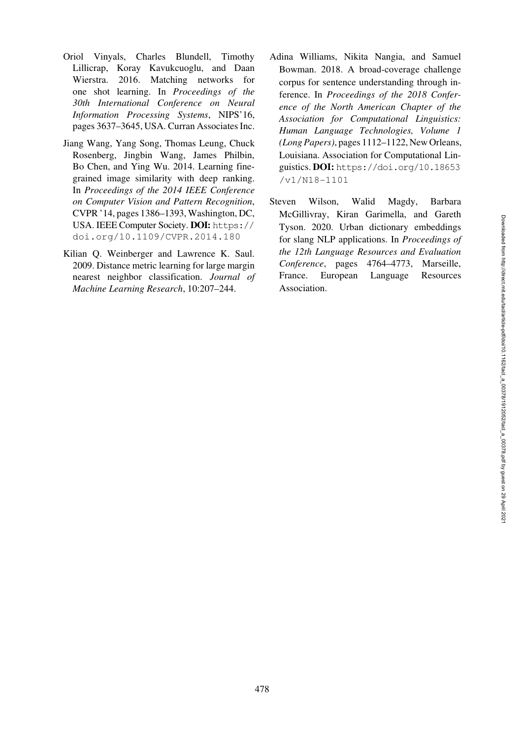Oriol Vinyals, Charles Blundell, Timothy Lillicrap, Koray Kavukcuoglu, and Daan Wierstra. 2016. Matching networks for one shot learning. In *Proceedings of the 30th International Conference on Neural Information Processing Systems*, NIPS'16, pages 3637–3645, USA. Curran Associates Inc.

Jiang Wang, Yang Song, Thomas Leung, Chuck Rosenberg, Jingbin Wang, James Philbin, Bo Chen, and Ying Wu. 2014. Learning fine-grained image similarity with deep ranking. In *Proceedings of the 2014 IEEE Conference on Computer Vision and Pattern Recognition*, CVPR '14, pages 1386–1393, Washington, DC, USA. IEEE Computer Society. **DOI:** https://doi.org/10.1109/CVPR.2014.180

Kilian Q. Weinberger and Lawrence K. Saul. 2009. Distance metric learning for large margin nearest neighbor classification. *Journal of Machine Learning Research*, 10:207–244.

Adina Williams, Nikita Nangia, and Samuel Bowman. 2018. A broad-coverage challenge corpus for sentence understanding through inference. In *Proceedings of the 2018 Conference of the North American Chapter of the Association for Computational Linguistics: Human Language Technologies, Volume 1 (Long Papers)*, pages 1112–1122, New Orleans, Louisiana. Association for Computational Linguistics. **DOI:** https://doi.org/10.18653/v1/N18-1101

Steven Wilson, Walid Magdy, Barbara McGillivray, Kiran Garimella, and Gareth Tyson. 2020. Urban dictionary embeddings for slang NLP applications. In *Proceedings of the 12th Language Resources and Evaluation Conference*, pages 4764–4773, Marseille, France. European Language Resources Association.